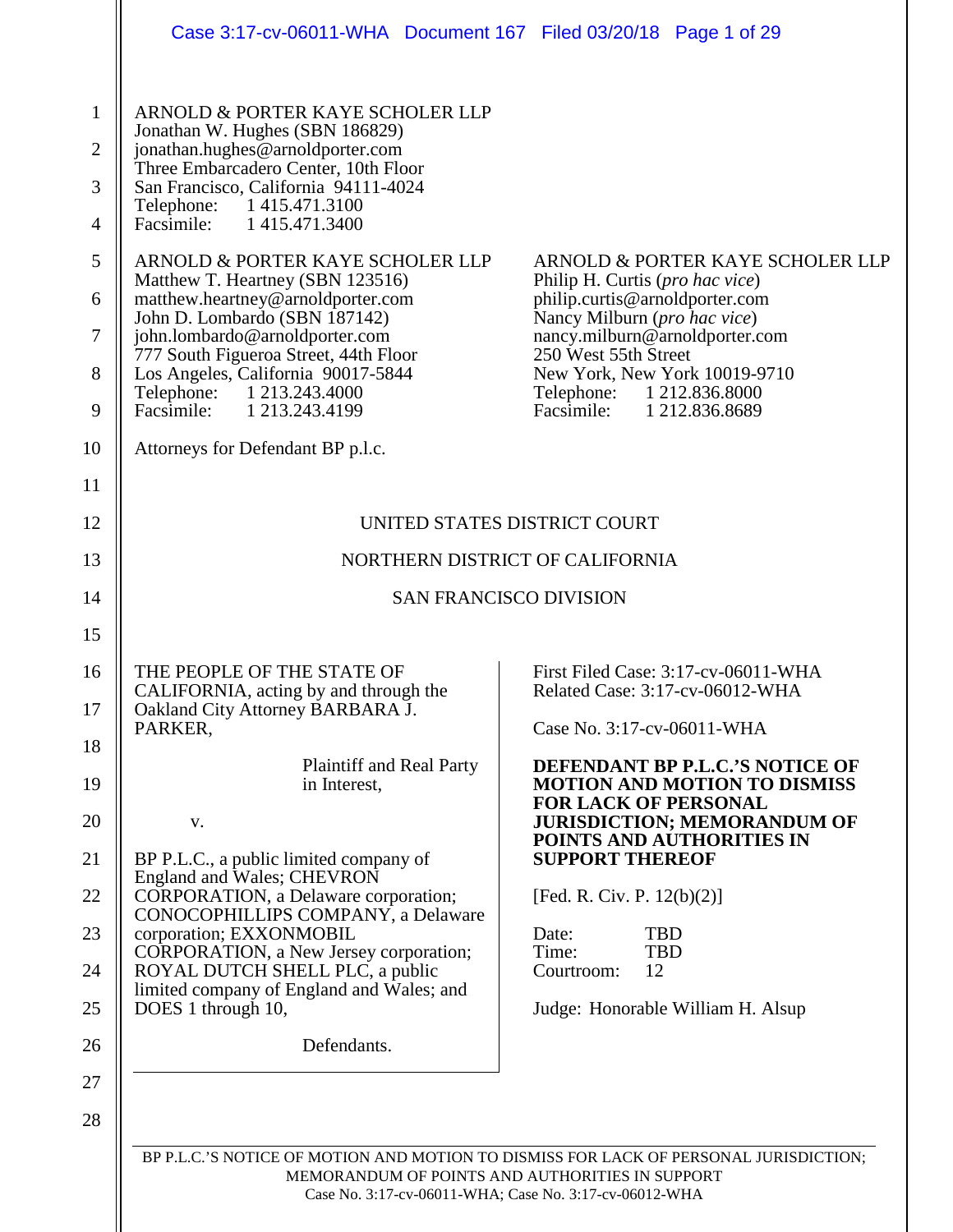ARNOLD & PORTER KAYE SCHOLER LLP
Jonathan W. Hughes (SBN 186829)
jonathan.hughes@arnoldporter.com
Three Embarcadero Center, 10th Floor
San Francisco, California 94111-4024
Telephone: 1 415.471.3100
Facsimile: 1 415.471.3400

ARNOLD & PORTER KAYE SCHOLER LLP
Matthew T. Heartney (SBN 123516)
matthew.heartney@arnoldporter.com
John D. Lombardo (SBN 187142)
john.lombardo@arnoldporter.com
777 South Figueroa Street, 44th Floor
Los Angeles, California 90017-5844
Telephone: 1 213.243.4000
Facsimile: 1 213.243.4199

ARNOLD & PORTER KAYE SCHOLER LLP
Philip H. Curtis (*pro hac vice*)
philip.curtis@arnoldporter.com
Nancy Milburn (*pro hac vice*)
nancy.milburn@arnoldporter.com
250 West 55th Street
New York, New York 10019-9710
Telephone: 1 212.836.8000
Facsimile: 1 212.836.8689

Attorneys for Defendant BP p.l.c.

UNITED STATES DISTRICT COURT

NORTHERN DISTRICT OF CALIFORNIA

SAN FRANCISCO DIVISION

THE PEOPLE OF THE STATE OF CALIFORNIA, acting by and through the Oakland City Attorney BARBARA J. PARKER,

Plaintiff and Real Party in Interest,

v.

BP P.L.C., a public limited company of England and Wales; CHEVRON CORPORATION, a Delaware corporation; CONOCOPHILLIPS COMPANY, a Delaware corporation; EXXONMOBIL CORPORATION, a New Jersey corporation; ROYAL DUTCH SHELL PLC, a public limited company of England and Wales; and DOES 1 through 10,

Defendants.

First Filed Case: 3:17-cv-06011-WHA
Related Case: 3:17-cv-06012-WHA

Case No. 3:17-cv-06011-WHA

**DEFENDANT BP P.L.C.'S NOTICE OF MOTION AND MOTION TO DISMISS FOR LACK OF PERSONAL JURISDICTION; MEMORANDUM OF POINTS AND AUTHORITIES IN SUPPORT THEREOF**

[Fed. R. Civ. P. 12(b)(2)]

Date: TBD
Time: TBD
Courtroom: 12

Judge: Honorable William H. Alsup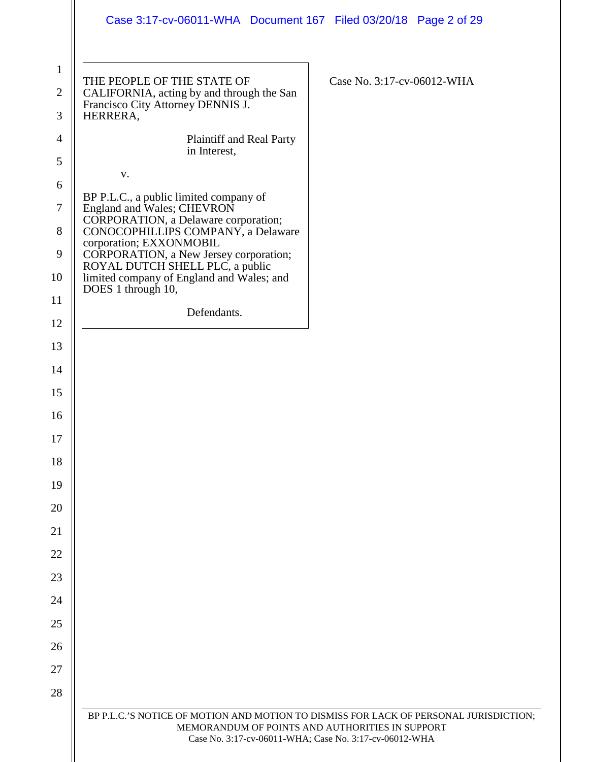THE PEOPLE OF THE STATE OF CALIFORNIA, acting by and through the San Francisco City Attorney DENNIS J. HERRERA,

Plaintiff and Real Party in Interest,

v.

BP P.L.C., a public limited company of England and Wales; CHEVRON CORPORATION, a Delaware corporation; CONOCOPHILLIPS COMPANY, a Delaware corporation; EXXONMOBIL CORPORATION, a New Jersey corporation; ROYAL DUTCH SHELL PLC, a public limited company of England and Wales; and DOES 1 through 10,

Defendants.

Case No. 3:17-cv-06012-WHA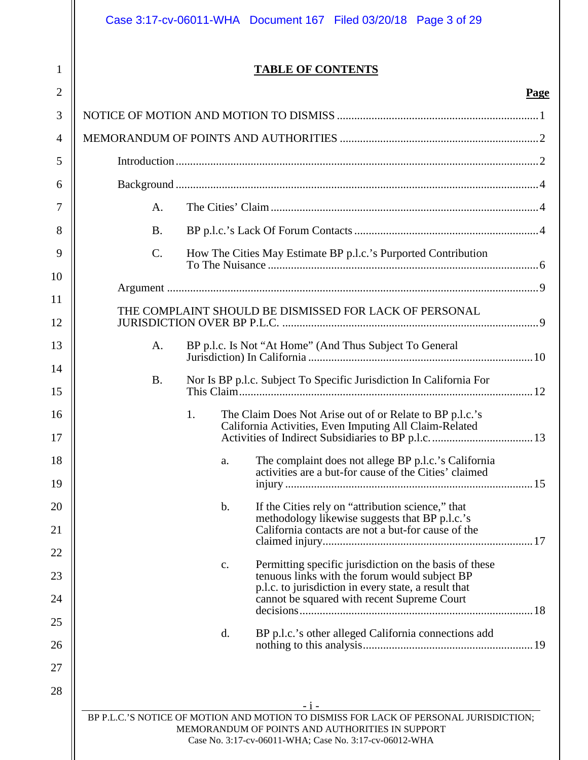# TABLE OF CONTENTS

**Page**

NOTICE OF MOTION AND MOTION TO DISMISS ..... 1

MEMORANDUM OF POINTS AND AUTHORITIES ..... 2

Introduction ..... 2

Background ..... 4

- A. The Cities' Claim ..... 4
- B. BP p.l.c.'s Lack Of Forum Contacts ..... 4
- C. How The Cities May Estimate BP p.l.c.'s Purported Contribution To The Nuisance ..... 6

Argument ..... 9

THE COMPLAINT SHOULD BE DISMISSED FOR LACK OF PERSONAL JURISDICTION OVER BP P.L.C. ..... 9

- A. BP p.l.c. Is Not "At Home" (And Thus Subject To General Jurisdiction) In California ..... 10
- B. Nor Is BP p.l.c. Subject To Specific Jurisdiction In California For This Claim ..... 12
  - 1. The Claim Does Not Arise out of or Relate to BP p.l.c.'s California Activities, Even Imputing All Claim-Related Activities of Indirect Subsidiaries to BP p.l.c. ..... 13
    - a. The complaint does not allege BP p.l.c.'s California activities are a but-for cause of the Cities' claimed injury ..... 15
    - b. If the Cities rely on "attribution science," that methodology likewise suggests that BP p.l.c.'s California contacts are not a but-for cause of the claimed injury ..... 17
    - c. Permitting specific jurisdiction on the basis of these tenuous links with the forum would subject BP p.l.c. to jurisdiction in every state, a result that cannot be squared with recent Supreme Court decisions ..... 18
    - d. BP p.l.c.'s other alleged California connections add nothing to this analysis ..... 19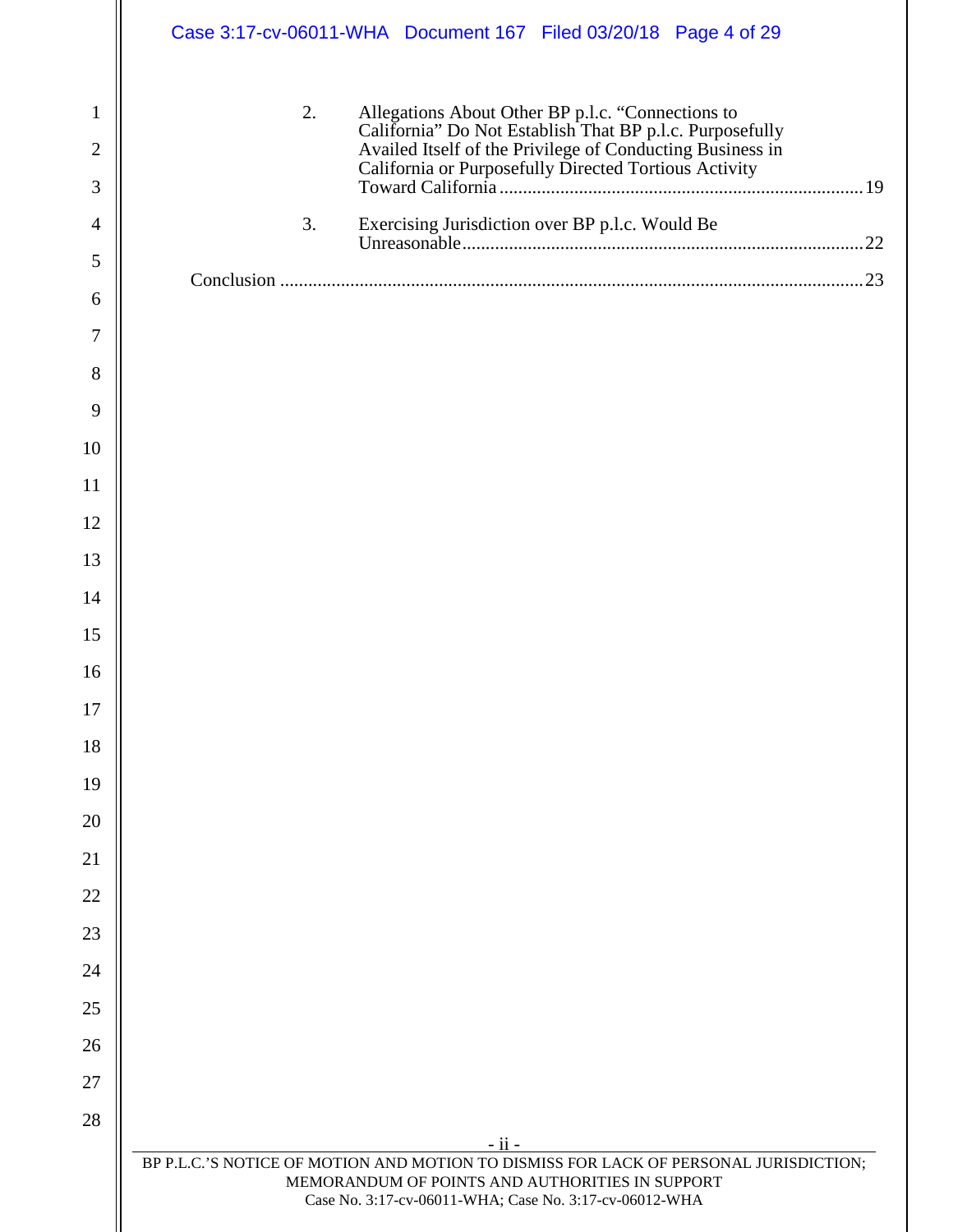2. Allegations About Other BP p.l.c. "Connections to California" Do Not Establish That BP p.l.c. Purposefully Availed Itself of the Privilege of Conducting Business in California or Purposefully Directed Tortious Activity Toward California .......... 19

3. Exercising Jurisdiction over BP p.l.c. Would Be Unreasonable .......... 22

Conclusion .......... 23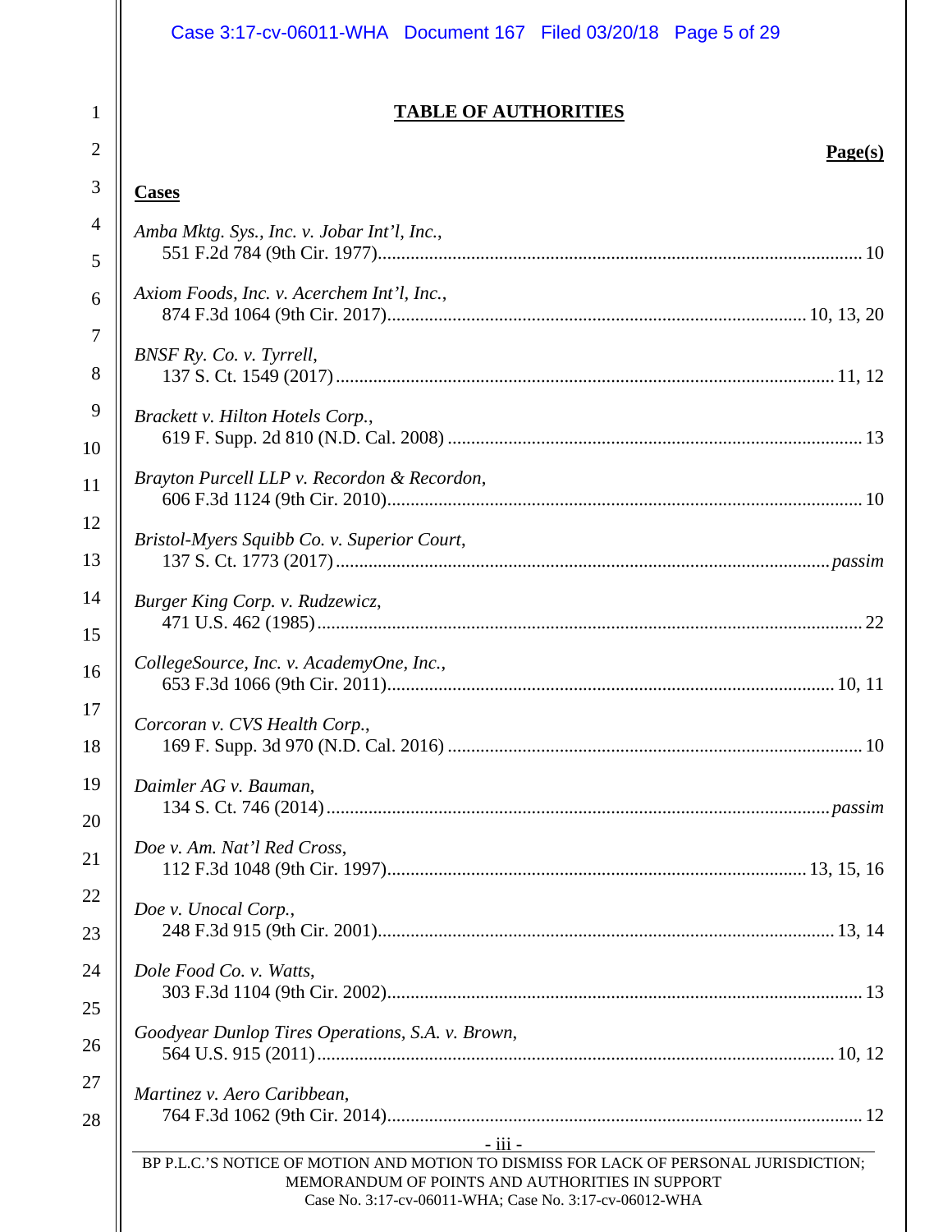## TABLE OF AUTHORITIES

**Page(s)**

**Cases**

*Amba Mktg. Sys., Inc. v. Jobar Int'l, Inc.*,
551 F.2d 784 (9th Cir. 1977) ........................................ 10

*Axiom Foods, Inc. v. Acerchem Int'l, Inc.*,
874 F.3d 1064 (9th Cir. 2017) ........................................ 10, 13, 20

*BNSF Ry. Co. v. Tyrrell*,
137 S. Ct. 1549 (2017) ........................................ 11, 12

*Brackett v. Hilton Hotels Corp.*,
619 F. Supp. 2d 810 (N.D. Cal. 2008) ........................................ 13

*Brayton Purcell LLP v. Recordon & Recordon*,
606 F.3d 1124 (9th Cir. 2010) ........................................ 10

*Bristol-Myers Squibb Co. v. Superior Court*,
137 S. Ct. 1773 (2017) ........................................ *passim*

*Burger King Corp. v. Rudzewicz*,
471 U.S. 462 (1985) ........................................ 22

*CollegeSource, Inc. v. AcademyOne, Inc.*,
653 F.3d 1066 (9th Cir. 2011) ........................................ 10, 11

*Corcoran v. CVS Health Corp.*,
169 F. Supp. 3d 970 (N.D. Cal. 2016) ........................................ 10

*Daimler AG v. Bauman*,
134 S. Ct. 746 (2014) ........................................ *passim*

*Doe v. Am. Nat'l Red Cross*,
112 F.3d 1048 (9th Cir. 1997) ........................................ 13, 15, 16

*Doe v. Unocal Corp.*,
248 F.3d 915 (9th Cir. 2001) ........................................ 13, 14

*Dole Food Co. v. Watts*,
303 F.3d 1104 (9th Cir. 2002) ........................................ 13

*Goodyear Dunlop Tires Operations, S.A. v. Brown*,
564 U.S. 915 (2011) ........................................ 10, 12

*Martinez v. Aero Caribbean*,
764 F.3d 1062 (9th Cir. 2014) ........................................ 12

BP P.L.C.'S NOTICE OF MOTION AND MOTION TO DISMISS FOR LACK OF PERSONAL JURISDICTION; MEMORANDUM OF POINTS AND AUTHORITIES IN SUPPORT
Case No. 3:17-cv-06011-WHA; Case No. 3:17-cv-06012-WHA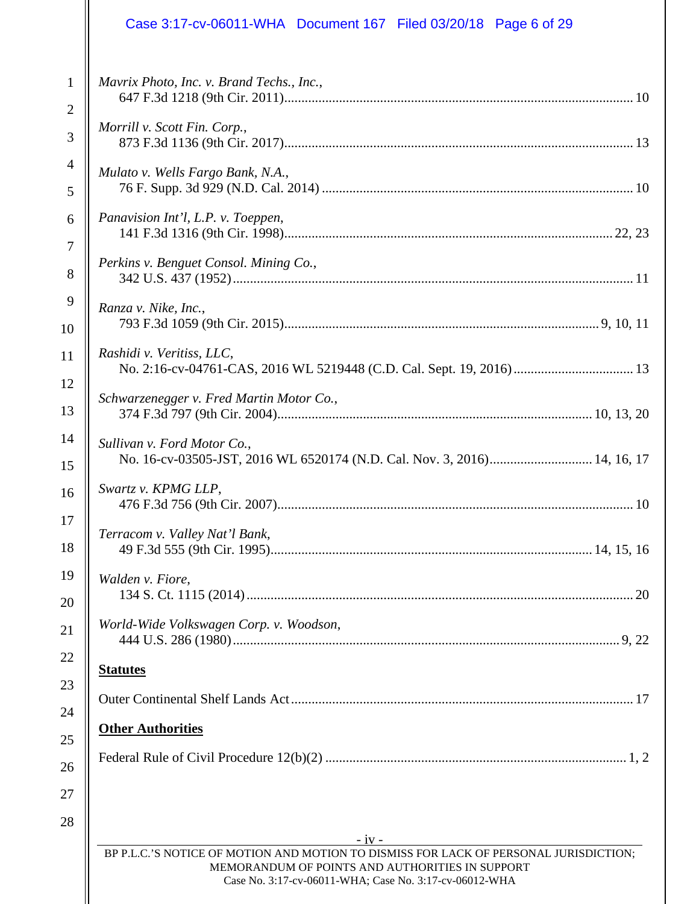*Mavrix Photo, Inc. v. Brand Techs., Inc.*,
647 F.3d 1218 (9th Cir. 2011)........................................................................................................ 10

*Morrill v. Scott Fin. Corp.*,
873 F.3d 1136 (9th Cir. 2017)........................................................................................................ 13

*Mulato v. Wells Fargo Bank, N.A.*,
76 F. Supp. 3d 929 (N.D. Cal. 2014) ............................................................................................ 10

*Panavision Int'l, L.P. v. Toeppen*,
141 F.3d 1316 (9th Cir. 1998)................................................................................................ 22, 23

*Perkins v. Benguet Consol. Mining Co.*,
342 U.S. 437 (1952) ...................................................................................................................... 11

*Ranza v. Nike, Inc.*,
793 F.3d 1059 (9th Cir. 2015)............................................................................................ 9, 10, 11

*Rashidi v. Veritiss, LLC*,
No. 2:16-cv-04761-CAS, 2016 WL 5219448 (C.D. Cal. Sept. 19, 2016) .................................. 13

*Schwarzenegger v. Fred Martin Motor Co.*,
374 F.3d 797 (9th Cir. 2004)........................................................................................... 10, 13, 20

*Sullivan v. Ford Motor Co.*,
No. 16-cv-03505-JST, 2016 WL 6520174 (N.D. Cal. Nov. 3, 2016)............................. 14, 16, 17

*Swartz v. KPMG LLP*,
476 F.3d 756 (9th Cir. 2007)......................................................................................................... 10

*Terracom v. Valley Nat'l Bank*,
49 F.3d 555 (9th Cir. 1995)............................................................................................. 14, 15, 16

*Walden v. Fiore*,
134 S. Ct. 1115 (2014) .................................................................................................................. 20

*World-Wide Volkswagen Corp. v. Woodson*,
444 U.S. 286 (1980) .................................................................................................................. 9, 22

**Statutes**

Outer Continental Shelf Lands Act ................................................................................................... 17

**Other Authorities**

Federal Rule of Civil Procedure 12(b)(2) ....................................................................................... 1, 2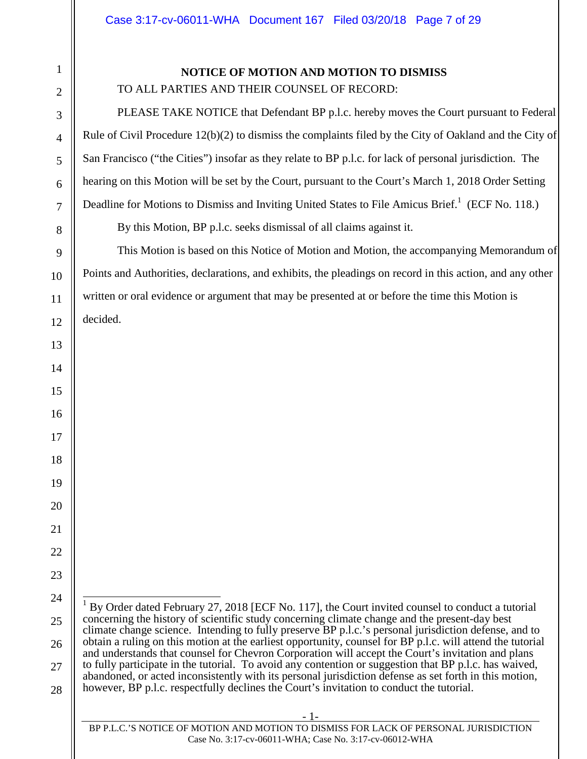## NOTICE OF MOTION AND MOTION TO DISMISS

TO ALL PARTIES AND THEIR COUNSEL OF RECORD:

PLEASE TAKE NOTICE that Defendant BP p.l.c. hereby moves the Court pursuant to Federal Rule of Civil Procedure 12(b)(2) to dismiss the complaints filed by the City of Oakland and the City of San Francisco ("the Cities") insofar as they relate to BP p.l.c. for lack of personal jurisdiction. The hearing on this Motion will be set by the Court, pursuant to the Court's March 1, 2018 Order Setting Deadline for Motions to Dismiss and Inviting United States to File Amicus Brief.[1] (ECF No. 118.)

By this Motion, BP p.l.c. seeks dismissal of all claims against it.

This Motion is based on this Notice of Motion and Motion, the accompanying Memorandum of Points and Authorities, declarations, and exhibits, the pleadings on record in this action, and any other written or oral evidence or argument that may be presented at or before the time this Motion is decided.

---

[1] By Order dated February 27, 2018 [ECF No. 117], the Court invited counsel to conduct a tutorial concerning the history of scientific study concerning climate change and the present-day best climate change science. Intending to fully preserve BP p.l.c.'s personal jurisdiction defense, and to obtain a ruling on this motion at the earliest opportunity, counsel for BP p.l.c. will attend the tutorial and understands that counsel for Chevron Corporation will accept the Court's invitation and plans to fully participate in the tutorial. To avoid any contention or suggestion that BP p.l.c. has waived, abandoned, or acted inconsistently with its personal jurisdiction defense as set forth in this motion, however, BP p.l.c. respectfully declines the Court's invitation to conduct the tutorial.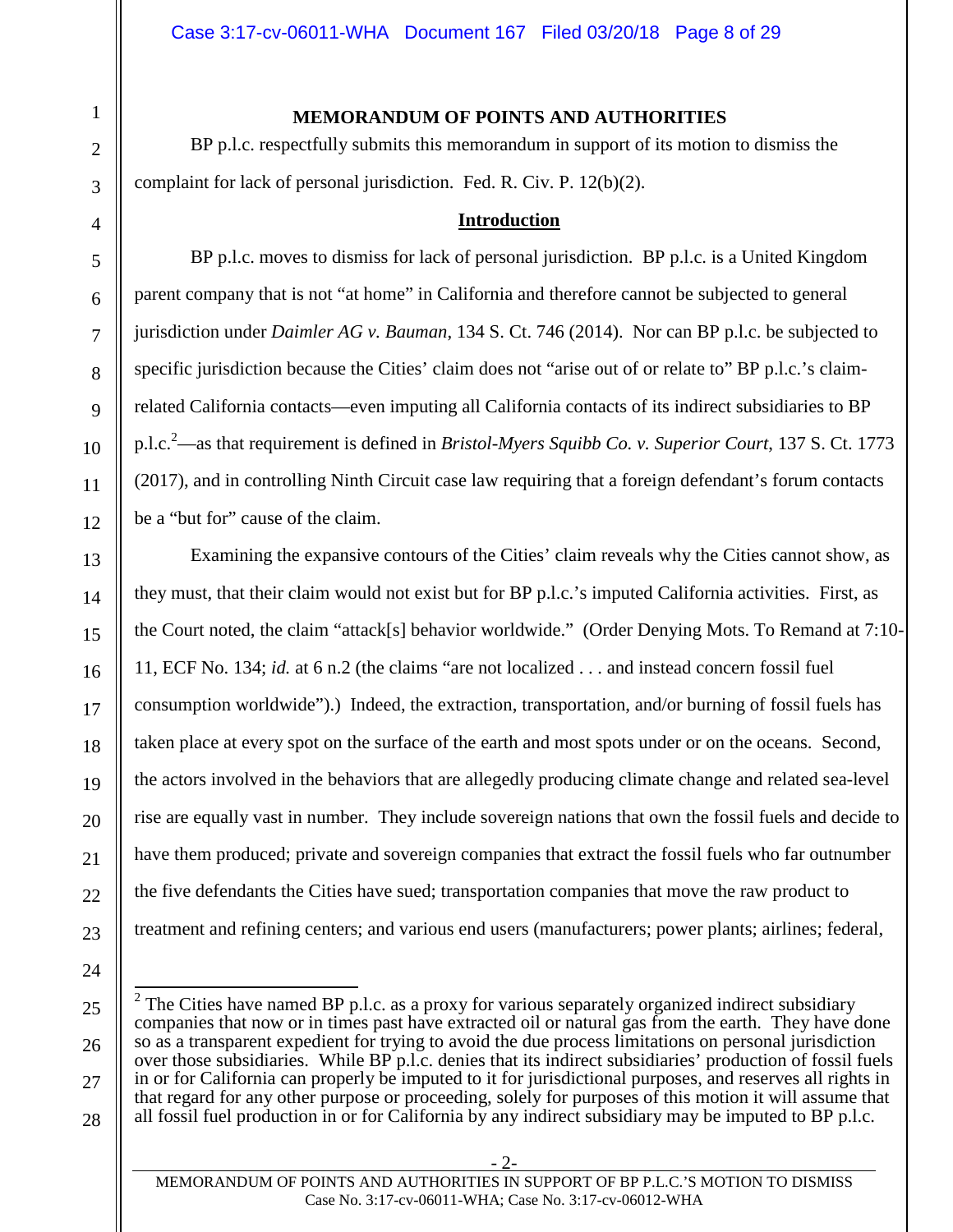## MEMORANDUM OF POINTS AND AUTHORITIES

BP p.l.c. respectfully submits this memorandum in support of its motion to dismiss the complaint for lack of personal jurisdiction. Fed. R. Civ. P. 12(b)(2).

### Introduction

BP p.l.c. moves to dismiss for lack of personal jurisdiction. BP p.l.c. is a United Kingdom parent company that is not "at home" in California and therefore cannot be subjected to general jurisdiction under *Daimler AG v. Bauman*, 134 S. Ct. 746 (2014). Nor can BP p.l.c. be subjected to specific jurisdiction because the Cities' claim does not "arise out of or relate to" BP p.l.c.'s claim-related California contacts—even imputing all California contacts of its indirect subsidiaries to BP p.l.c.[2]—as that requirement is defined in *Bristol-Myers Squibb Co. v. Superior Court*, 137 S. Ct. 1773 (2017), and in controlling Ninth Circuit case law requiring that a foreign defendant's forum contacts be a "but for" cause of the claim.

Examining the expansive contours of the Cities' claim reveals why the Cities cannot show, as they must, that their claim would not exist but for BP p.l.c.'s imputed California activities. First, as the Court noted, the claim "attack[s] behavior worldwide." (Order Denying Mots. To Remand at 7:10-11, ECF No. 134; *id.* at 6 n.2 (the claims "are not localized . . . and instead concern fossil fuel consumption worldwide").) Indeed, the extraction, transportation, and/or burning of fossil fuels has taken place at every spot on the surface of the earth and most spots under or on the oceans. Second, the actors involved in the behaviors that are allegedly producing climate change and related sea-level rise are equally vast in number. They include sovereign nations that own the fossil fuels and decide to have them produced; private and sovereign companies that extract the fossil fuels who far outnumber the five defendants the Cities have sued; transportation companies that move the raw product to treatment and refining centers; and various end users (manufacturers; power plants; airlines; federal,

---

[2] The Cities have named BP p.l.c. as a proxy for various separately organized indirect subsidiary companies that now or in times past have extracted oil or natural gas from the earth. They have done so as a transparent expedient for trying to avoid the due process limitations on personal jurisdiction over those subsidiaries. While BP p.l.c. denies that its indirect subsidiaries' production of fossil fuels in or for California can properly be imputed to it for jurisdictional purposes, and reserves all rights in that regard for any other purpose or proceeding, solely for purposes of this motion it will assume that all fossil fuel production in or for California by any indirect subsidiary may be imputed to BP p.l.c.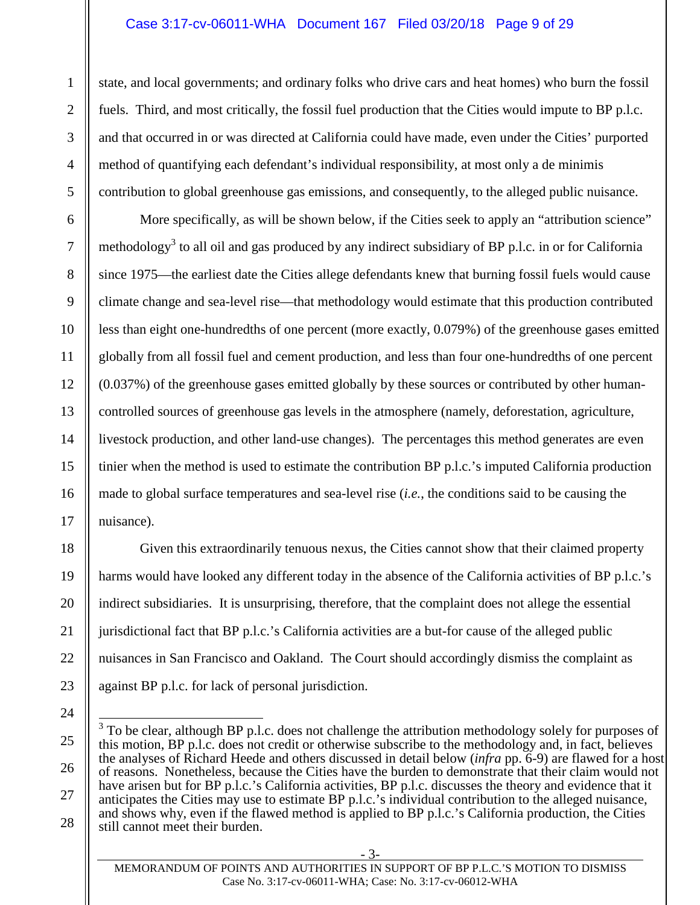state, and local governments; and ordinary folks who drive cars and heat homes) who burn the fossil fuels. Third, and most critically, the fossil fuel production that the Cities would impute to BP p.l.c. and that occurred in or was directed at California could have made, even under the Cities' purported method of quantifying each defendant's individual responsibility, at most only a de minimis contribution to global greenhouse gas emissions, and consequently, to the alleged public nuisance.

More specifically, as will be shown below, if the Cities seek to apply an "attribution science" methodology[3] to all oil and gas produced by any indirect subsidiary of BP p.l.c. in or for California since 1975—the earliest date the Cities allege defendants knew that burning fossil fuels would cause climate change and sea-level rise—that methodology would estimate that this production contributed less than eight one-hundredths of one percent (more exactly, 0.079%) of the greenhouse gases emitted globally from all fossil fuel and cement production, and less than four one-hundredths of one percent (0.037%) of the greenhouse gases emitted globally by these sources or contributed by other human-controlled sources of greenhouse gas levels in the atmosphere (namely, deforestation, agriculture, livestock production, and other land-use changes). The percentages this method generates are even tinier when the method is used to estimate the contribution BP p.l.c.'s imputed California production made to global surface temperatures and sea-level rise (*i.e.*, the conditions said to be causing the nuisance).

Given this extraordinarily tenuous nexus, the Cities cannot show that their claimed property harms would have looked any different today in the absence of the California activities of BP p.l.c.'s indirect subsidiaries. It is unsurprising, therefore, that the complaint does not allege the essential jurisdictional fact that BP p.l.c.'s California activities are a but-for cause of the alleged public nuisances in San Francisco and Oakland. The Court should accordingly dismiss the complaint as against BP p.l.c. for lack of personal jurisdiction.

---

[3] To be clear, although BP p.l.c. does not challenge the attribution methodology solely for purposes of this motion, BP p.l.c. does not credit or otherwise subscribe to the methodology and, in fact, believes the analyses of Richard Heede and others discussed in detail below (*infra* pp. 6-9) are flawed for a host of reasons. Nonetheless, because the Cities have the burden to demonstrate that their claim would not have arisen but for BP p.l.c.'s California activities, BP p.l.c. discusses the theory and evidence that it anticipates the Cities may use to estimate BP p.l.c.'s individual contribution to the alleged nuisance, and shows why, even if the flawed method is applied to BP p.l.c.'s California production, the Cities still cannot meet their burden.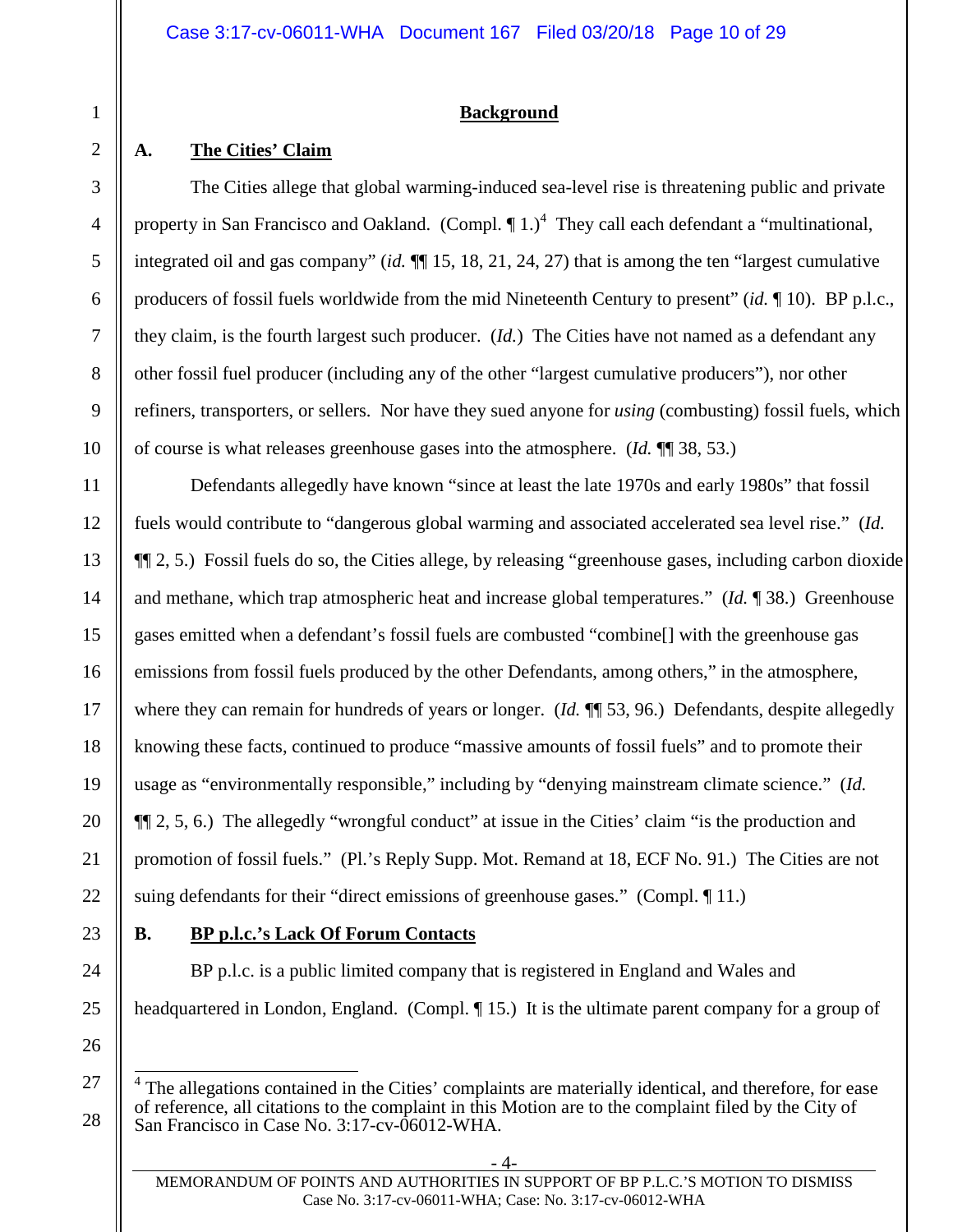## Background

### A. The Cities' Claim

The Cities allege that global warming-induced sea-level rise is threatening public and private property in San Francisco and Oakland. (Compl. ¶ 1.)[4] They call each defendant a "multinational, integrated oil and gas company" (*id.* ¶¶ 15, 18, 21, 24, 27) that is among the ten "largest cumulative producers of fossil fuels worldwide from the mid Nineteenth Century to present" (*id.* ¶ 10). BP p.l.c., they claim, is the fourth largest such producer. (*Id.*) The Cities have not named as a defendant any other fossil fuel producer (including any of the other "largest cumulative producers"), nor other refiners, transporters, or sellers. Nor have they sued anyone for *using* (combusting) fossil fuels, which of course is what releases greenhouse gases into the atmosphere. (*Id.* ¶¶ 38, 53.)

Defendants allegedly have known "since at least the late 1970s and early 1980s" that fossil fuels would contribute to "dangerous global warming and associated accelerated sea level rise." (*Id.* ¶¶ 2, 5.) Fossil fuels do so, the Cities allege, by releasing "greenhouse gases, including carbon dioxide and methane, which trap atmospheric heat and increase global temperatures." (*Id.* ¶ 38.) Greenhouse gases emitted when a defendant's fossil fuels are combusted "combine[] with the greenhouse gas emissions from fossil fuels produced by the other Defendants, among others," in the atmosphere, where they can remain for hundreds of years or longer. (*Id.* ¶¶ 53, 96.) Defendants, despite allegedly knowing these facts, continued to produce "massive amounts of fossil fuels" and to promote their usage as "environmentally responsible," including by "denying mainstream climate science." (*Id.* ¶¶ 2, 5, 6.) The allegedly "wrongful conduct" at issue in the Cities' claim "is the production and promotion of fossil fuels." (Pl.'s Reply Supp. Mot. Remand at 18, ECF No. 91.) The Cities are not suing defendants for their "direct emissions of greenhouse gases." (Compl. ¶ 11.)

### B. BP p.l.c.'s Lack Of Forum Contacts

BP p.l.c. is a public limited company that is registered in England and Wales and headquartered in London, England. (Compl. ¶ 15.) It is the ultimate parent company for a group of

---

[4] The allegations contained in the Cities' complaints are materially identical, and therefore, for ease of reference, all citations to the complaint in this Motion are to the complaint filed by the City of San Francisco in Case No. 3:17-cv-06012-WHA.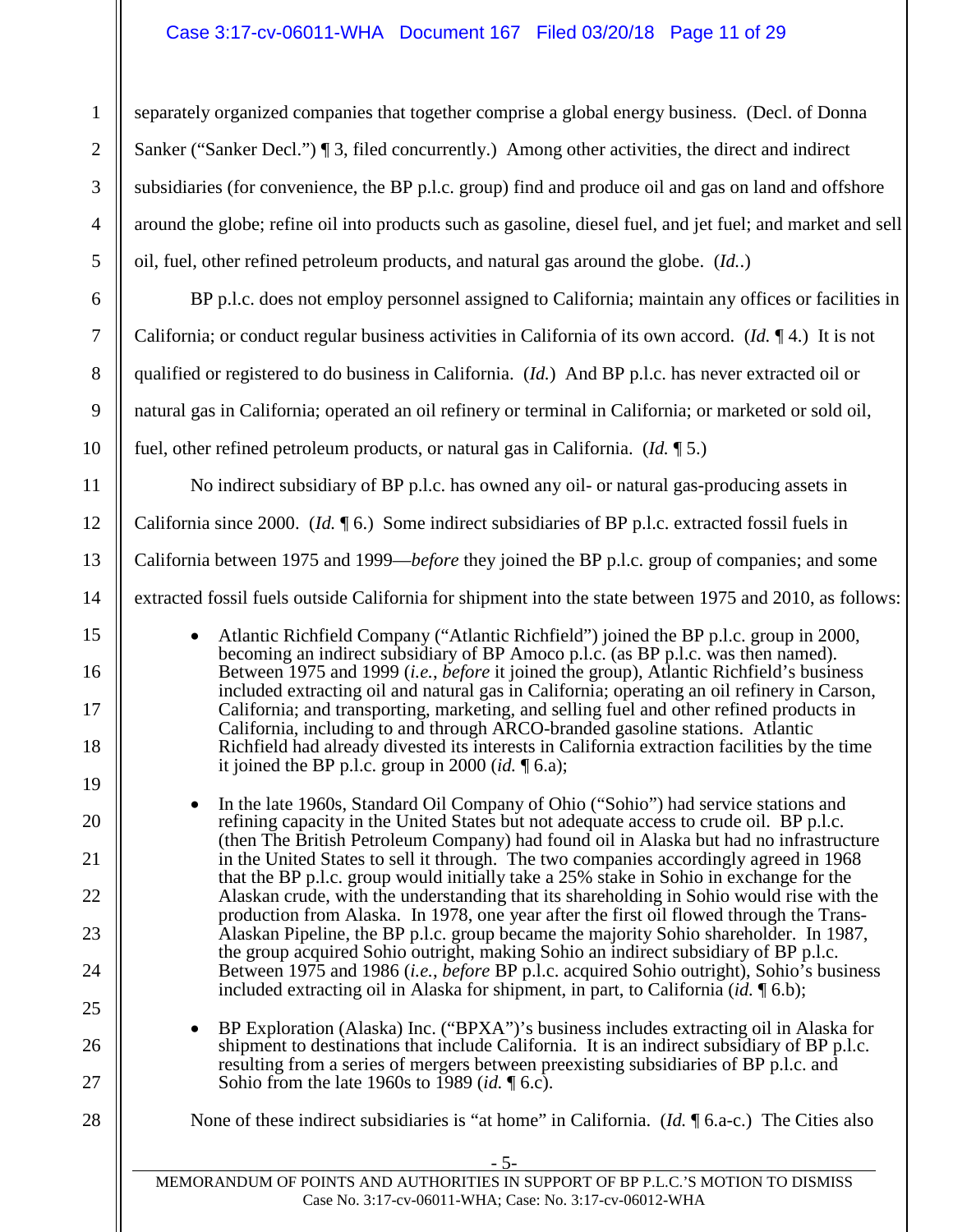separately organized companies that together comprise a global energy business. (Decl. of Donna Sanker ("Sanker Decl.") ¶ 3, filed concurrently.) Among other activities, the direct and indirect subsidiaries (for convenience, the BP p.l.c. group) find and produce oil and gas on land and offshore around the globe; refine oil into products such as gasoline, diesel fuel, and jet fuel; and market and sell oil, fuel, other refined petroleum products, and natural gas around the globe. (*Id.*.)

BP p.l.c. does not employ personnel assigned to California; maintain any offices or facilities in California; or conduct regular business activities in California of its own accord. (*Id.* ¶ 4.) It is not qualified or registered to do business in California. (*Id.*) And BP p.l.c. has never extracted oil or natural gas in California; operated an oil refinery or terminal in California; or marketed or sold oil, fuel, other refined petroleum products, or natural gas in California. (*Id.* ¶ 5.)

No indirect subsidiary of BP p.l.c. has owned any oil- or natural gas-producing assets in California since 2000. (*Id.* ¶ 6.) Some indirect subsidiaries of BP p.l.c. extracted fossil fuels in California between 1975 and 1999—*before* they joined the BP p.l.c. group of companies; and some extracted fossil fuels outside California for shipment into the state between 1975 and 2010, as follows:

- Atlantic Richfield Company ("Atlantic Richfield") joined the BP p.l.c. group in 2000, becoming an indirect subsidiary of BP Amoco p.l.c. (as BP p.l.c. was then named). Between 1975 and 1999 (*i.e.*, *before* it joined the group), Atlantic Richfield's business included extracting oil and natural gas in California; operating an oil refinery in Carson, California; and transporting, marketing, and selling fuel and other refined products in California, including to and through ARCO-branded gasoline stations. Atlantic Richfield had already divested its interests in California extraction facilities by the time it joined the BP p.l.c. group in 2000 (*id.* ¶ 6.a);

- In the late 1960s, Standard Oil Company of Ohio ("Sohio") had service stations and refining capacity in the United States but not adequate access to crude oil. BP p.l.c. (then The British Petroleum Company) had found oil in Alaska but had no infrastructure in the United States to sell it through. The two companies accordingly agreed in 1968 that the BP p.l.c. group would initially take a 25% stake in Sohio in exchange for the Alaskan crude, with the understanding that its shareholding in Sohio would rise with the production from Alaska. In 1978, one year after the first oil flowed through the Trans-Alaskan Pipeline, the BP p.l.c. group became the majority Sohio shareholder. In 1987, the group acquired Sohio outright, making Sohio an indirect subsidiary of BP p.l.c. Between 1975 and 1986 (*i.e.*, *before* BP p.l.c. acquired Sohio outright), Sohio's business included extracting oil in Alaska for shipment, in part, to California (*id.* ¶ 6.b);

- BP Exploration (Alaska) Inc. ("BPXA")'s business includes extracting oil in Alaska for shipment to destinations that include California. It is an indirect subsidiary of BP p.l.c. resulting from a series of mergers between preexisting subsidiaries of BP p.l.c. and Sohio from the late 1960s to 1989 (*id.* ¶ 6.c).

None of these indirect subsidiaries is "at home" in California. (*Id.* ¶ 6.a-c.) The Cities also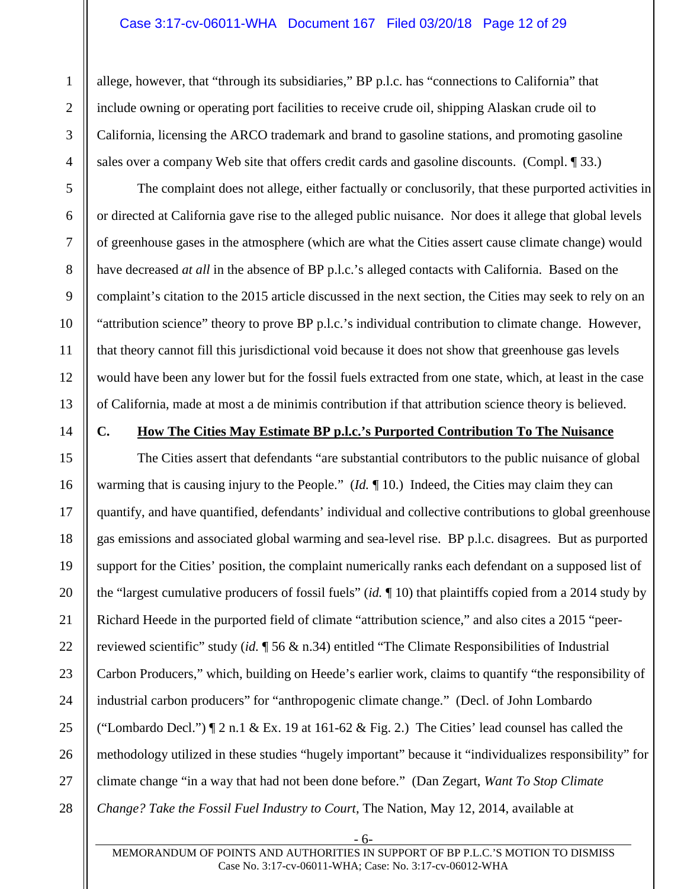allege, however, that "through its subsidiaries," BP p.l.c. has "connections to California" that include owning or operating port facilities to receive crude oil, shipping Alaskan crude oil to California, licensing the ARCO trademark and brand to gasoline stations, and promoting gasoline sales over a company Web site that offers credit cards and gasoline discounts. (Compl. ¶ 33.)

The complaint does not allege, either factually or conclusorily, that these purported activities in or directed at California gave rise to the alleged public nuisance. Nor does it allege that global levels of greenhouse gases in the atmosphere (which are what the Cities assert cause climate change) would have decreased *at all* in the absence of BP p.l.c.'s alleged contacts with California. Based on the complaint's citation to the 2015 article discussed in the next section, the Cities may seek to rely on an "attribution science" theory to prove BP p.l.c.'s individual contribution to climate change. However, that theory cannot fill this jurisdictional void because it does not show that greenhouse gas levels would have been any lower but for the fossil fuels extracted from one state, which, at least in the case of California, made at most a de minimis contribution if that attribution science theory is believed.

### C. How The Cities May Estimate BP p.l.c.'s Purported Contribution To The Nuisance

The Cities assert that defendants "are substantial contributors to the public nuisance of global warming that is causing injury to the People." (*Id.* ¶ 10.) Indeed, the Cities may claim they can quantify, and have quantified, defendants' individual and collective contributions to global greenhouse gas emissions and associated global warming and sea-level rise. BP p.l.c. disagrees. But as purported support for the Cities' position, the complaint numerically ranks each defendant on a supposed list of the "largest cumulative producers of fossil fuels" (*id.* ¶ 10) that plaintiffs copied from a 2014 study by Richard Heede in the purported field of climate "attribution science," and also cites a 2015 "peer-reviewed scientific" study (*id.* ¶ 56 & n.34) entitled "The Climate Responsibilities of Industrial Carbon Producers," which, building on Heede's earlier work, claims to quantify "the responsibility of industrial carbon producers" for "anthropogenic climate change." (Decl. of John Lombardo ("Lombardo Decl.") ¶ 2 n.1 & Ex. 19 at 161-62 & Fig. 2.) The Cities' lead counsel has called the methodology utilized in these studies "hugely important" because it "individualizes responsibility" for climate change "in a way that had not been done before." (Dan Zegart, *Want To Stop Climate Change? Take the Fossil Fuel Industry to Court*, The Nation, May 12, 2014, available at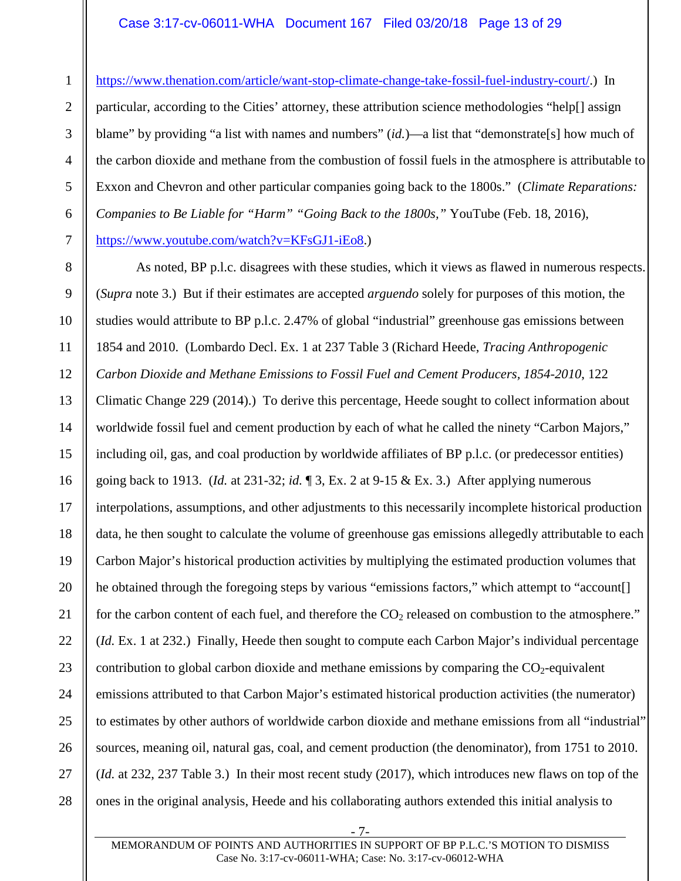https://www.thenation.com/article/want-stop-climate-change-take-fossil-fuel-industry-court/.) In particular, according to the Cities' attorney, these attribution science methodologies "help[] assign blame" by providing "a list with names and numbers" (*id.*)—a list that "demonstrate[s] how much of the carbon dioxide and methane from the combustion of fossil fuels in the atmosphere is attributable to Exxon and Chevron and other particular companies going back to the 1800s." (*Climate Reparations: Companies to Be Liable for "Harm" "Going Back to the 1800s,"* YouTube (Feb. 18, 2016), https://www.youtube.com/watch?v=KFsGJ1-iEo8.)

As noted, BP p.l.c. disagrees with these studies, which it views as flawed in numerous respects. (*Supra* note 3.) But if their estimates are accepted *arguendo* solely for purposes of this motion, the studies would attribute to BP p.l.c. 2.47% of global "industrial" greenhouse gas emissions between 1854 and 2010. (Lombardo Decl. Ex. 1 at 237 Table 3 (Richard Heede, *Tracing Anthropogenic Carbon Dioxide and Methane Emissions to Fossil Fuel and Cement Producers, 1854-2010*, 122 Climatic Change 229 (2014).) To derive this percentage, Heede sought to collect information about worldwide fossil fuel and cement production by each of what he called the ninety "Carbon Majors," including oil, gas, and coal production by worldwide affiliates of BP p.l.c. (or predecessor entities) going back to 1913. (*Id.* at 231-32; *id.* ¶ 3, Ex. 2 at 9-15 & Ex. 3.) After applying numerous interpolations, assumptions, and other adjustments to this necessarily incomplete historical production data, he then sought to calculate the volume of greenhouse gas emissions allegedly attributable to each Carbon Major's historical production activities by multiplying the estimated production volumes that he obtained through the foregoing steps by various "emissions factors," which attempt to "account[] for the carbon content of each fuel, and therefore the $CO_2$ released on combustion to the atmosphere." (*Id.* Ex. 1 at 232.) Finally, Heede then sought to compute each Carbon Major's individual percentage contribution to global carbon dioxide and methane emissions by comparing the $CO_2$-equivalent emissions attributed to that Carbon Major's estimated historical production activities (the numerator) to estimates by other authors of worldwide carbon dioxide and methane emissions from all "industrial" sources, meaning oil, natural gas, coal, and cement production (the denominator), from 1751 to 2010. (*Id.* at 232, 237 Table 3.) In their most recent study (2017), which introduces new flaws on top of the ones in the original analysis, Heede and his collaborating authors extended this initial analysis to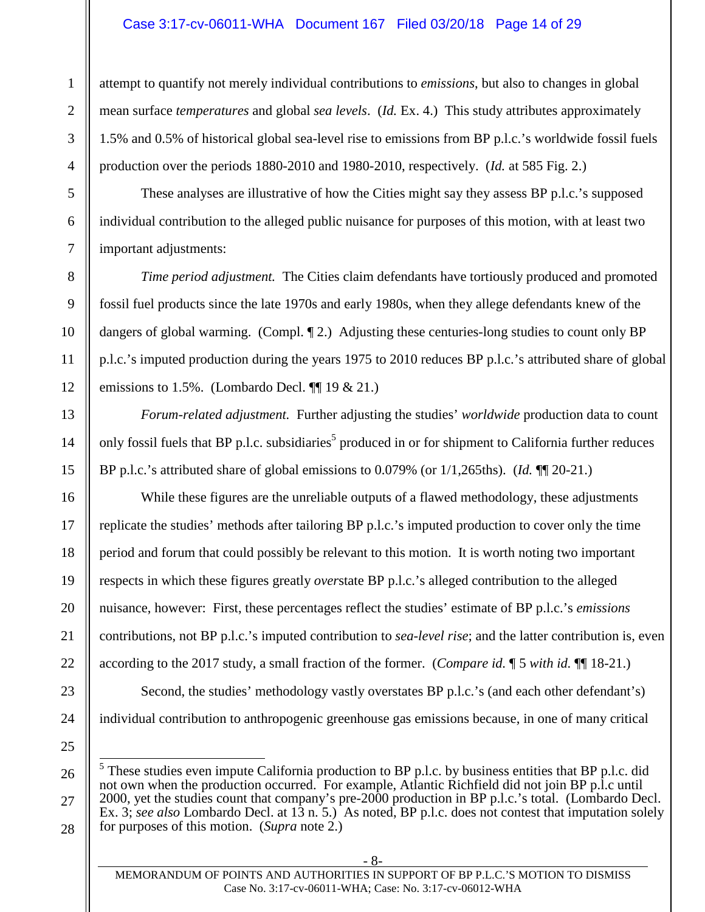attempt to quantify not merely individual contributions to *emissions*, but also to changes in global mean surface *temperatures* and global *sea levels*. (*Id.* Ex. 4.) This study attributes approximately 1.5% and 0.5% of historical global sea-level rise to emissions from BP p.l.c.'s worldwide fossil fuels production over the periods 1880-2010 and 1980-2010, respectively. (*Id.* at 585 Fig. 2.)

These analyses are illustrative of how the Cities might say they assess BP p.l.c.'s supposed individual contribution to the alleged public nuisance for purposes of this motion, with at least two important adjustments:

*Time period adjustment.* The Cities claim defendants have tortiously produced and promoted fossil fuel products since the late 1970s and early 1980s, when they allege defendants knew of the dangers of global warming. (Compl. ¶ 2.) Adjusting these centuries-long studies to count only BP p.l.c.'s imputed production during the years 1975 to 2010 reduces BP p.l.c.'s attributed share of global emissions to 1.5%. (Lombardo Decl. ¶¶ 19 & 21.)

*Forum-related adjustment.* Further adjusting the studies' *worldwide* production data to count only fossil fuels that BP p.l.c. subsidiaries[5] produced in or for shipment to California further reduces BP p.l.c.'s attributed share of global emissions to 0.079% (or 1/1,265ths). (*Id.* ¶¶ 20-21.)

While these figures are the unreliable outputs of a flawed methodology, these adjustments replicate the studies' methods after tailoring BP p.l.c.'s imputed production to cover only the time period and forum that could possibly be relevant to this motion. It is worth noting two important respects in which these figures greatly *over*state BP p.l.c.'s alleged contribution to the alleged nuisance, however: First, these percentages reflect the studies' estimate of BP p.l.c.'s *emissions* contributions, not BP p.l.c.'s imputed contribution to *sea-level rise*; and the latter contribution is, even according to the 2017 study, a small fraction of the former. (*Compare id.* ¶ 5 *with id.* ¶¶ 18-21.)

Second, the studies' methodology vastly overstates BP p.l.c.'s (and each other defendant's) individual contribution to anthropogenic greenhouse gas emissions because, in one of many critical

---

[5] These studies even impute California production to BP p.l.c. by business entities that BP p.l.c. did not own when the production occurred. For example, Atlantic Richfield did not join BP p.l.c until 2000, yet the studies count that company's pre-2000 production in BP p.l.c.'s total. (Lombardo Decl. Ex. 3; *see also* Lombardo Decl. at 13 n. 5.) As noted, BP p.l.c. does not contest that imputation solely for purposes of this motion. (*Supra* note 2.)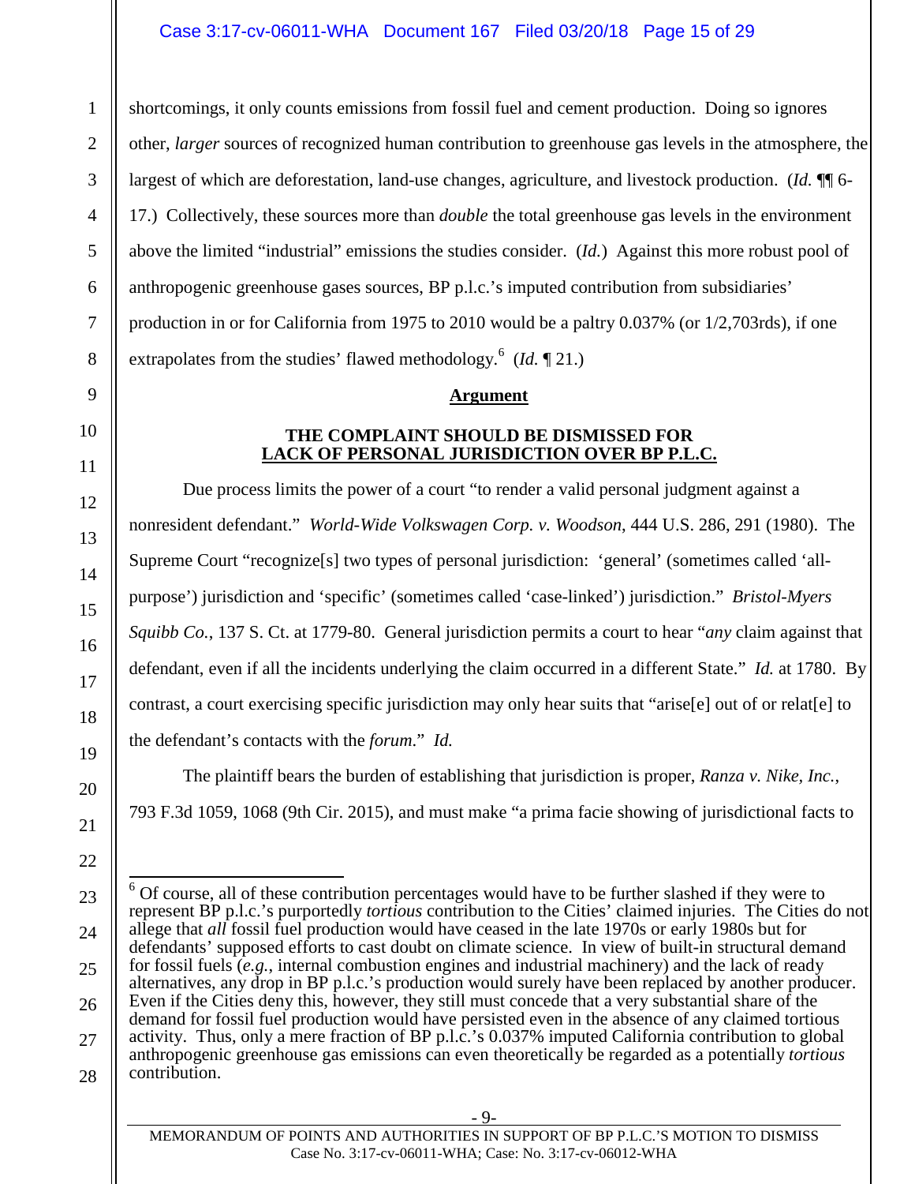shortcomings, it only counts emissions from fossil fuel and cement production. Doing so ignores other, *larger* sources of recognized human contribution to greenhouse gas levels in the atmosphere, the largest of which are deforestation, land-use changes, agriculture, and livestock production. (*Id.* ¶¶ 6-17.) Collectively, these sources more than *double* the total greenhouse gas levels in the environment above the limited "industrial" emissions the studies consider. (*Id.*) Against this more robust pool of anthropogenic greenhouse gases sources, BP p.l.c.'s imputed contribution from subsidiaries' production in or for California from 1975 to 2010 would be a paltry 0.037% (or 1/2,703rds), if one extrapolates from the studies' flawed methodology.[6] (*Id.* ¶ 21.)

## Argument

### THE COMPLAINT SHOULD BE DISMISSED FOR LACK OF PERSONAL JURISDICTION OVER BP P.L.C.

Due process limits the power of a court "to render a valid personal judgment against a nonresident defendant." *World-Wide Volkswagen Corp. v. Woodson*, 444 U.S. 286, 291 (1980). The Supreme Court "recognize[s] two types of personal jurisdiction: 'general' (sometimes called 'all-purpose') jurisdiction and 'specific' (sometimes called 'case-linked') jurisdiction." *Bristol-Myers Squibb Co.*, 137 S. Ct. at 1779-80. General jurisdiction permits a court to hear "*any* claim against that defendant, even if all the incidents underlying the claim occurred in a different State." *Id.* at 1780. By contrast, a court exercising specific jurisdiction may only hear suits that "arise[e] out of or relat[e] to the defendant's contacts with the *forum*." *Id.*

The plaintiff bears the burden of establishing that jurisdiction is proper, *Ranza v. Nike, Inc.*, 793 F.3d 1059, 1068 (9th Cir. 2015), and must make "a prima facie showing of jurisdictional facts to

---

[6] Of course, all of these contribution percentages would have to be further slashed if they were to represent BP p.l.c.'s purportedly *tortious* contribution to the Cities' claimed injuries. The Cities do not allege that *all* fossil fuel production would have ceased in the late 1970s or early 1980s but for defendants' supposed efforts to cast doubt on climate science. In view of built-in structural demand for fossil fuels (*e.g.*, internal combustion engines and industrial machinery) and the lack of ready alternatives, any drop in BP p.l.c.'s production would surely have been replaced by another producer. Even if the Cities deny this, however, they still must concede that a very substantial share of the demand for fossil fuel production would have persisted even in the absence of any claimed tortious activity. Thus, only a mere fraction of BP p.l.c.'s 0.037% imputed California contribution to global anthropogenic greenhouse gas emissions can even theoretically be regarded as a potentially *tortious* contribution.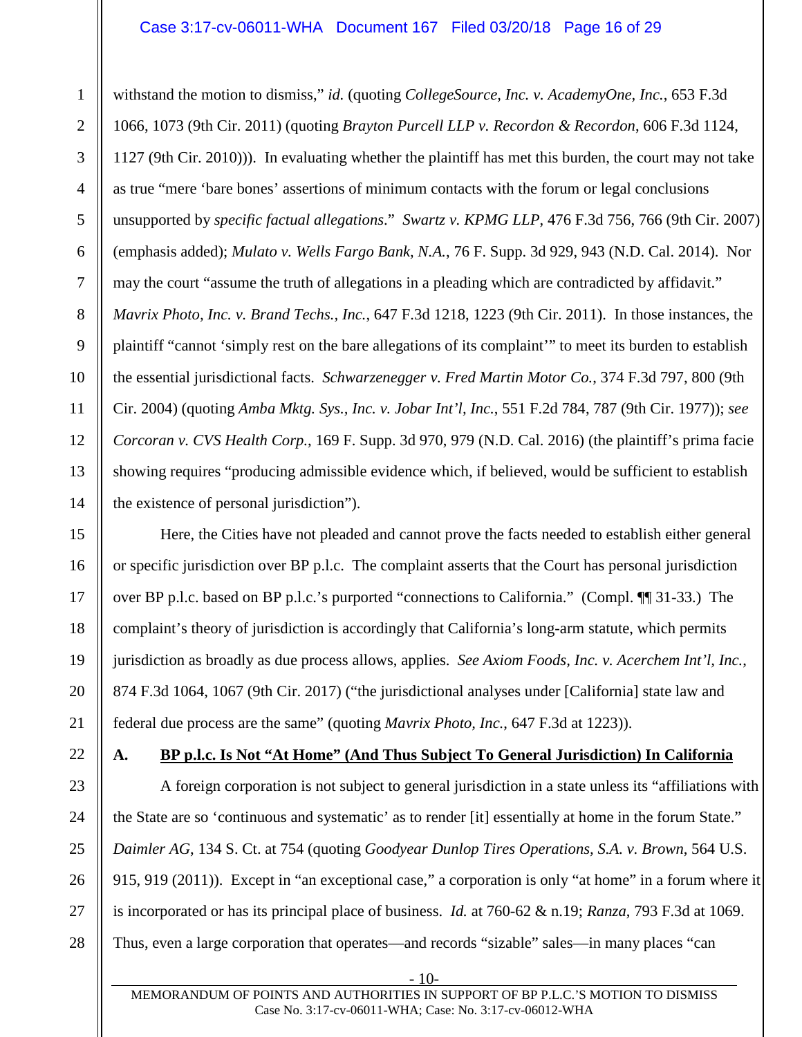withstand the motion to dismiss," *id.* (quoting *CollegeSource, Inc. v. AcademyOne, Inc.*, 653 F.3d 1066, 1073 (9th Cir. 2011) (quoting *Brayton Purcell LLP v. Recordon & Recordon*, 606 F.3d 1124, 1127 (9th Cir. 2010))). In evaluating whether the plaintiff has met this burden, the court may not take as true "mere 'bare bones' assertions of minimum contacts with the forum or legal conclusions unsupported by *specific factual allegations*." *Swartz v. KPMG LLP*, 476 F.3d 756, 766 (9th Cir. 2007) (emphasis added); *Mulato v. Wells Fargo Bank, N.A.*, 76 F. Supp. 3d 929, 943 (N.D. Cal. 2014). Nor may the court "assume the truth of allegations in a pleading which are contradicted by affidavit." *Mavrix Photo, Inc. v. Brand Techs., Inc.*, 647 F.3d 1218, 1223 (9th Cir. 2011). In those instances, the plaintiff "cannot 'simply rest on the bare allegations of its complaint'" to meet its burden to establish the essential jurisdictional facts. *Schwarzenegger v. Fred Martin Motor Co.*, 374 F.3d 797, 800 (9th Cir. 2004) (quoting *Amba Mktg. Sys., Inc. v. Jobar Int'l, Inc.*, 551 F.2d 784, 787 (9th Cir. 1977)); *see Corcoran v. CVS Health Corp.*, 169 F. Supp. 3d 970, 979 (N.D. Cal. 2016) (the plaintiff's prima facie showing requires "producing admissible evidence which, if believed, would be sufficient to establish the existence of personal jurisdiction").

Here, the Cities have not pleaded and cannot prove the facts needed to establish either general or specific jurisdiction over BP p.l.c. The complaint asserts that the Court has personal jurisdiction over BP p.l.c. based on BP p.l.c.'s purported "connections to California." (Compl. ¶¶ 31-33.) The complaint's theory of jurisdiction is accordingly that California's long-arm statute, which permits jurisdiction as broadly as due process allows, applies. *See Axiom Foods, Inc. v. Acerchem Int'l, Inc.*, 874 F.3d 1064, 1067 (9th Cir. 2017) ("the jurisdictional analyses under [California] state law and federal due process are the same" (quoting *Mavrix Photo, Inc.*, 647 F.3d at 1223)).

## A. BP p.l.c. Is Not "At Home" (And Thus Subject To General Jurisdiction) In California

A foreign corporation is not subject to general jurisdiction in a state unless its "affiliations with the State are so 'continuous and systematic' as to render [it] essentially at home in the forum State." *Daimler AG*, 134 S. Ct. at 754 (quoting *Goodyear Dunlop Tires Operations, S.A. v. Brown*, 564 U.S. 915, 919 (2011)). Except in "an exceptional case," a corporation is only "at home" in a forum where it is incorporated or has its principal place of business. *Id.* at 760-62 & n.19; *Ranza*, 793 F.3d at 1069. Thus, even a large corporation that operates—and records "sizable" sales—in many places "can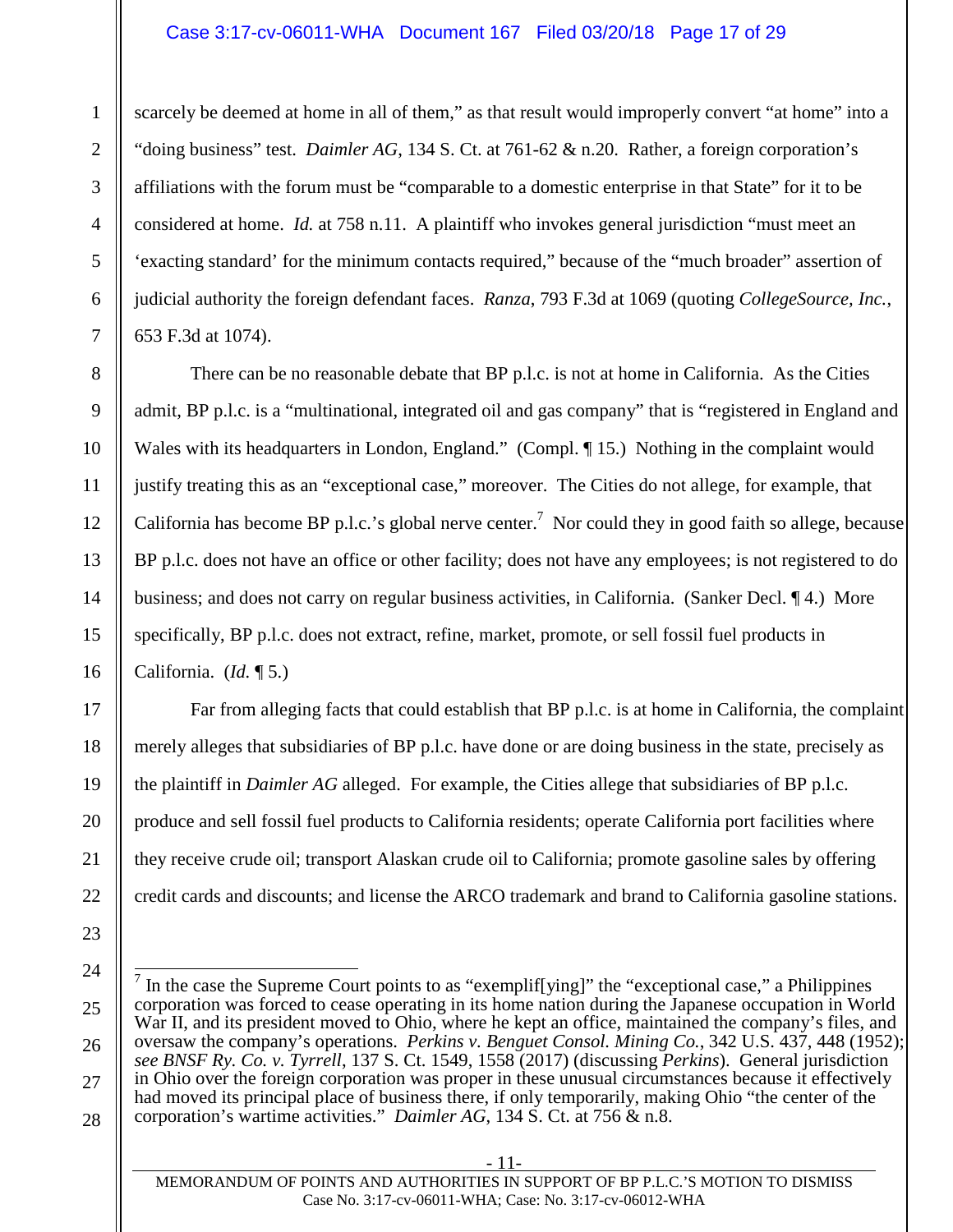scarcely be deemed at home in all of them," as that result would improperly convert "at home" into a "doing business" test. *Daimler AG*, 134 S. Ct. at 761-62 & n.20. Rather, a foreign corporation's affiliations with the forum must be "comparable to a domestic enterprise in that State" for it to be considered at home. *Id.* at 758 n.11. A plaintiff who invokes general jurisdiction "must meet an 'exacting standard' for the minimum contacts required," because of the "much broader" assertion of judicial authority the foreign defendant faces. *Ranza*, 793 F.3d at 1069 (quoting *CollegeSource, Inc.*, 653 F.3d at 1074).

There can be no reasonable debate that BP p.l.c. is not at home in California. As the Cities admit, BP p.l.c. is a "multinational, integrated oil and gas company" that is "registered in England and Wales with its headquarters in London, England." (Compl. ¶ 15.) Nothing in the complaint would justify treating this as an "exceptional case," moreover. The Cities do not allege, for example, that California has become BP p.l.c.'s global nerve center.[7] Nor could they in good faith so allege, because BP p.l.c. does not have an office or other facility; does not have any employees; is not registered to do business; and does not carry on regular business activities, in California. (Sanker Decl. ¶ 4.) More specifically, BP p.l.c. does not extract, refine, market, promote, or sell fossil fuel products in California. (*Id.* ¶ 5.)

Far from alleging facts that could establish that BP p.l.c. is at home in California, the complaint merely alleges that subsidiaries of BP p.l.c. have done or are doing business in the state, precisely as the plaintiff in *Daimler AG* alleged. For example, the Cities allege that subsidiaries of BP p.l.c. produce and sell fossil fuel products to California residents; operate California port facilities where they receive crude oil; transport Alaskan crude oil to California; promote gasoline sales by offering credit cards and discounts; and license the ARCO trademark and brand to California gasoline stations.

---

[7] In the case the Supreme Court points to as "exemplif[ying]" the "exceptional case," a Philippines corporation was forced to cease operating in its home nation during the Japanese occupation in World War II, and its president moved to Ohio, where he kept an office, maintained the company's files, and oversaw the company's operations. *Perkins v. Benguet Consol. Mining Co.*, 342 U.S. 437, 448 (1952); *see BNSF Ry. Co. v. Tyrrell*, 137 S. Ct. 1549, 1558 (2017) (discussing *Perkins*). General jurisdiction in Ohio over the foreign corporation was proper in these unusual circumstances because it effectively had moved its principal place of business there, if only temporarily, making Ohio "the center of the corporation's wartime activities." *Daimler AG*, 134 S. Ct. at 756 & n.8.

MEMORANDUM OF POINTS AND AUTHORITIES IN SUPPORT OF BP P.L.C.'S MOTION TO DISMISS
Case No. 3:17-cv-06011-WHA; Case: No. 3:17-cv-06012-WHA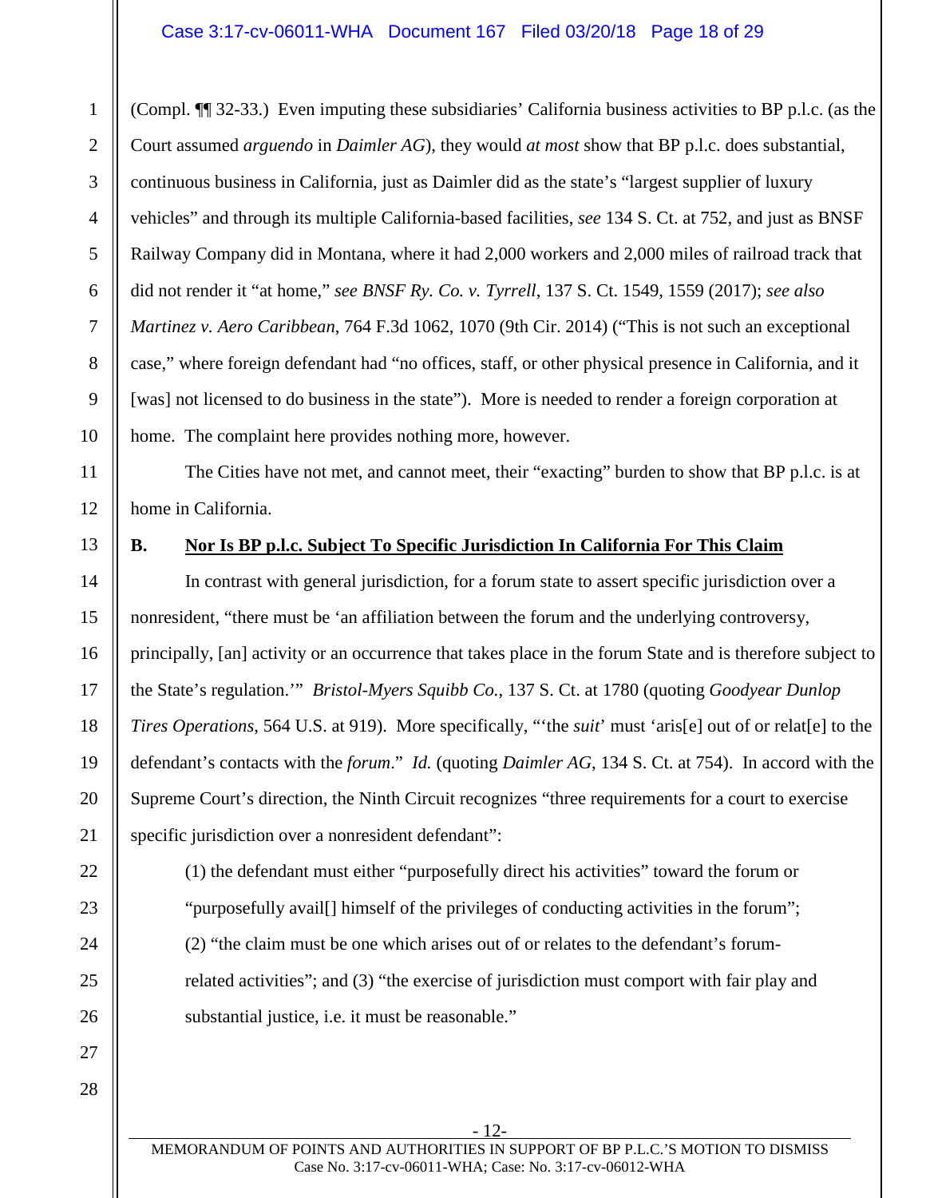(Compl. ¶¶ 32-33.) Even imputing these subsidiaries' California business activities to BP p.l.c. (as the Court assumed *arguendo* in *Daimler AG*), they would *at most* show that BP p.l.c. does substantial, continuous business in California, just as Daimler did as the state's "largest supplier of luxury vehicles" and through its multiple California-based facilities, *see* 134 S. Ct. at 752, and just as BNSF Railway Company did in Montana, where it had 2,000 workers and 2,000 miles of railroad track that did not render it "at home," *see BNSF Ry. Co. v. Tyrrell*, 137 S. Ct. 1549, 1559 (2017); *see also Martinez v. Aero Caribbean*, 764 F.3d 1062, 1070 (9th Cir. 2014) ("This is not such an exceptional case," where foreign defendant had "no offices, staff, or other physical presence in California, and it [was] not licensed to do business in the state"). More is needed to render a foreign corporation at home. The complaint here provides nothing more, however.

The Cities have not met, and cannot meet, their "exacting" burden to show that BP p.l.c. is at home in California.

### B. <u>Nor Is BP p.l.c. Subject To Specific Jurisdiction In California For This Claim</u>

In contrast with general jurisdiction, for a forum state to assert specific jurisdiction over a nonresident, "there must be 'an affiliation between the forum and the underlying controversy, principally, [an] activity or an occurrence that takes place in the forum State and is therefore subject to the State's regulation.'" *Bristol-Myers Squibb Co.*, 137 S. Ct. at 1780 (quoting *Goodyear Dunlop Tires Operations*, 564 U.S. at 919). More specifically, "'the *suit*' must 'aris[e] out of or relat[e] to the defendant's contacts with the *forum*." *Id.* (quoting *Daimler AG*, 134 S. Ct. at 754). In accord with the Supreme Court's direction, the Ninth Circuit recognizes "three requirements for a court to exercise specific jurisdiction over a nonresident defendant":

> (1) the defendant must either "purposefully direct his activities" toward the forum or "purposefully avail[] himself of the privileges of conducting activities in the forum"; (2) "the claim must be one which arises out of or relates to the defendant's forum-related activities"; and (3) "the exercise of jurisdiction must comport with fair play and substantial justice, i.e. it must be reasonable."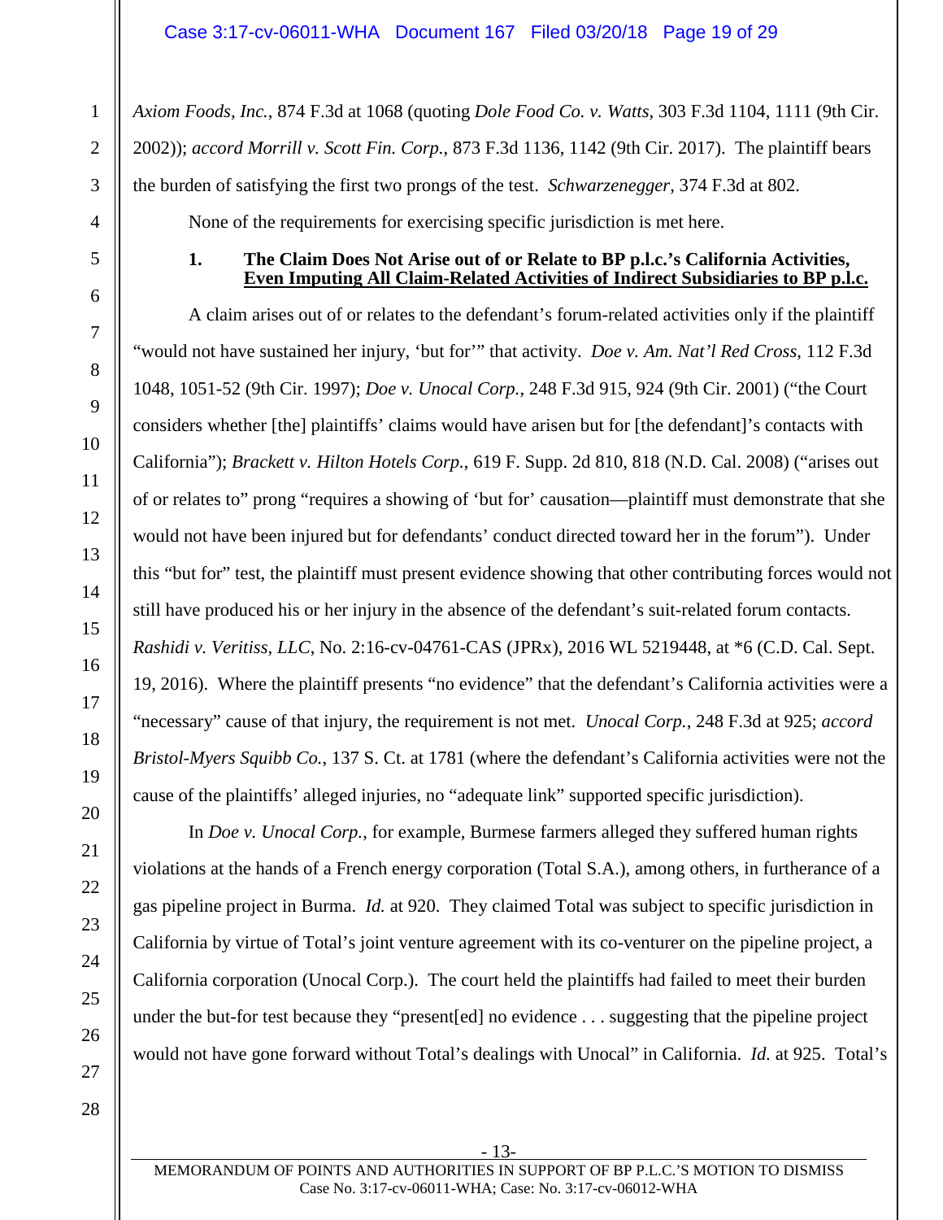*Axiom Foods, Inc.*, 874 F.3d at 1068 (quoting *Dole Food Co. v. Watts*, 303 F.3d 1104, 1111 (9th Cir. 2002)); *accord Morrill v. Scott Fin. Corp.*, 873 F.3d 1136, 1142 (9th Cir. 2017). The plaintiff bears the burden of satisfying the first two prongs of the test. *Schwarzenegger*, 374 F.3d at 802.

None of the requirements for exercising specific jurisdiction is met here.

**1. The Claim Does Not Arise out of or Relate to BP p.l.c.'s California Activities, Even Imputing All Claim-Related Activities of Indirect Subsidiaries to BP p.l.c.**

A claim arises out of or relates to the defendant's forum-related activities only if the plaintiff "would not have sustained her injury, 'but for'" that activity. *Doe v. Am. Nat'l Red Cross*, 112 F.3d 1048, 1051-52 (9th Cir. 1997); *Doe v. Unocal Corp.*, 248 F.3d 915, 924 (9th Cir. 2001) ("the Court considers whether [the] plaintiffs' claims would have arisen but for [the defendant]'s contacts with California"); *Brackett v. Hilton Hotels Corp.*, 619 F. Supp. 2d 810, 818 (N.D. Cal. 2008) ("arises out of or relates to" prong "requires a showing of 'but for' causation—plaintiff must demonstrate that she would not have been injured but for defendants' conduct directed toward her in the forum"). Under this "but for" test, the plaintiff must present evidence showing that other contributing forces would not still have produced his or her injury in the absence of the defendant's suit-related forum contacts. *Rashidi v. Veritiss, LLC*, No. 2:16-cv-04761-CAS (JPRx), 2016 WL 5219448, at *6 (C.D. Cal. Sept. 19, 2016). Where the plaintiff presents "no evidence" that the defendant's California activities were a "necessary" cause of that injury, the requirement is not met. *Unocal Corp.*, 248 F.3d at 925; *accord Bristol-Myers Squibb Co.*, 137 S. Ct. at 1781 (where the defendant's California activities were not the cause of the plaintiffs' alleged injuries, no "adequate link" supported specific jurisdiction).

In *Doe v. Unocal Corp.*, for example, Burmese farmers alleged they suffered human rights violations at the hands of a French energy corporation (Total S.A.), among others, in furtherance of a gas pipeline project in Burma. *Id.* at 920. They claimed Total was subject to specific jurisdiction in California by virtue of Total's joint venture agreement with its co-venturer on the pipeline project, a California corporation (Unocal Corp.). The court held the plaintiffs had failed to meet their burden under the but-for test because they "present[ed] no evidence . . . suggesting that the pipeline project would not have gone forward without Total's dealings with Unocal" in California. *Id.* at 925. Total's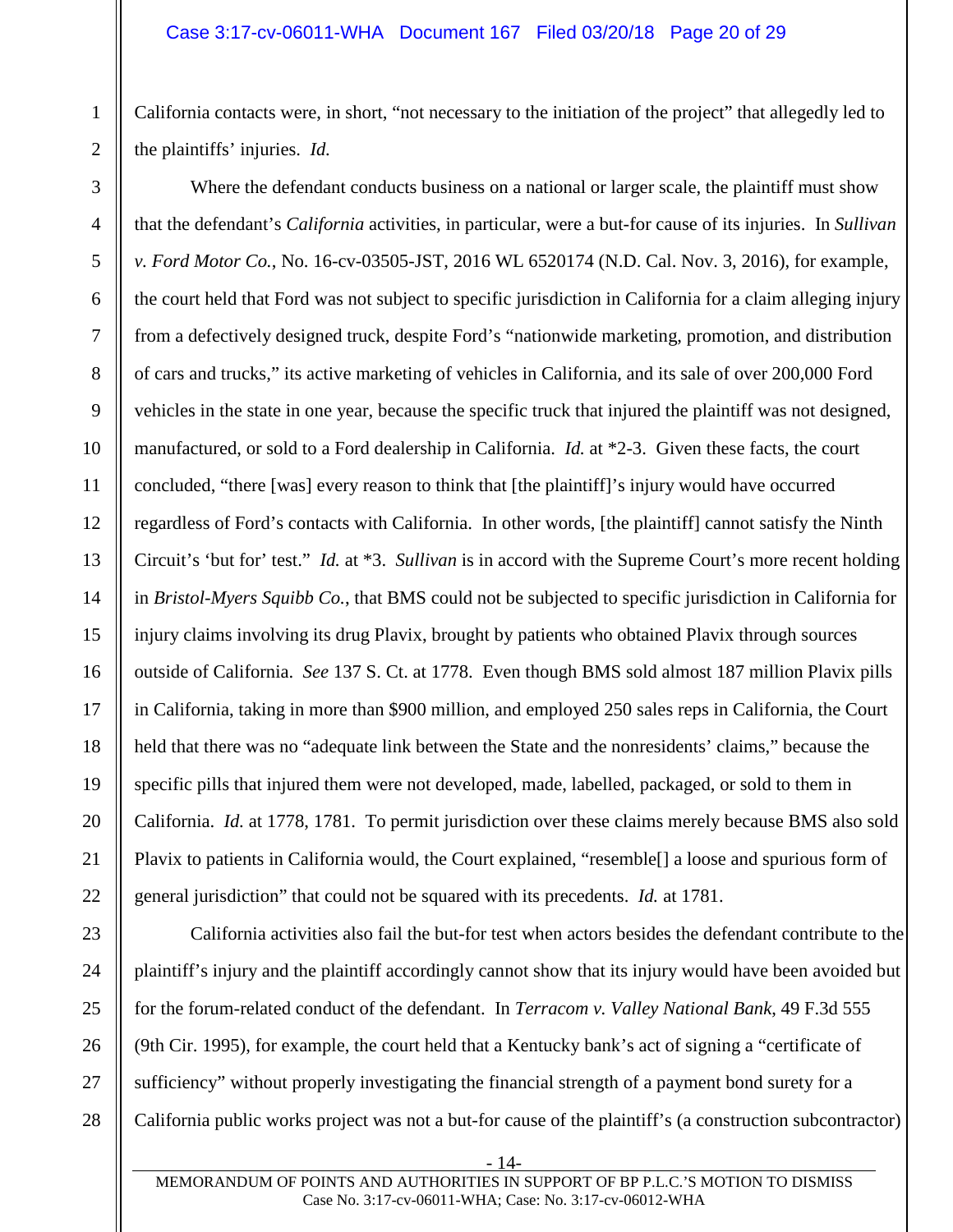California contacts were, in short, "not necessary to the initiation of the project" that allegedly led to the plaintiffs' injuries. *Id.*

Where the defendant conducts business on a national or larger scale, the plaintiff must show that the defendant's *California* activities, in particular, were a but-for cause of its injuries. In *Sullivan v. Ford Motor Co.*, No. 16-cv-03505-JST, 2016 WL 6520174 (N.D. Cal. Nov. 3, 2016), for example, the court held that Ford was not subject to specific jurisdiction in California for a claim alleging injury from a defectively designed truck, despite Ford's "nationwide marketing, promotion, and distribution of cars and trucks," its active marketing of vehicles in California, and its sale of over 200,000 Ford vehicles in the state in one year, because the specific truck that injured the plaintiff was not designed, manufactured, or sold to a Ford dealership in California. *Id.* at *2-3. Given these facts, the court concluded, "there [was] every reason to think that [the plaintiff]'s injury would have occurred regardless of Ford's contacts with California. In other words, [the plaintiff] cannot satisfy the Ninth Circuit's 'but for' test." *Id.* at *3. *Sullivan* is in accord with the Supreme Court's more recent holding in *Bristol-Myers Squibb Co.*, that BMS could not be subjected to specific jurisdiction in California for injury claims involving its drug Plavix, brought by patients who obtained Plavix through sources outside of California. *See* 137 S. Ct. at 1778. Even though BMS sold almost 187 million Plavix pills in California, taking in more than $900 million, and employed 250 sales reps in California, the Court held that there was no "adequate link between the State and the nonresidents' claims," because the specific pills that injured them were not developed, made, labelled, packaged, or sold to them in California. *Id.* at 1778, 1781. To permit jurisdiction over these claims merely because BMS also sold Plavix to patients in California would, the Court explained, "resemble[] a loose and spurious form of general jurisdiction" that could not be squared with its precedents. *Id.* at 1781.

California activities also fail the but-for test when actors besides the defendant contribute to the plaintiff's injury and the plaintiff accordingly cannot show that its injury would have been avoided but for the forum-related conduct of the defendant. In *Terracom v. Valley National Bank*, 49 F.3d 555 (9th Cir. 1995), for example, the court held that a Kentucky bank's act of signing a "certificate of sufficiency" without properly investigating the financial strength of a payment bond surety for a California public works project was not a but-for cause of the plaintiff's (a construction subcontractor)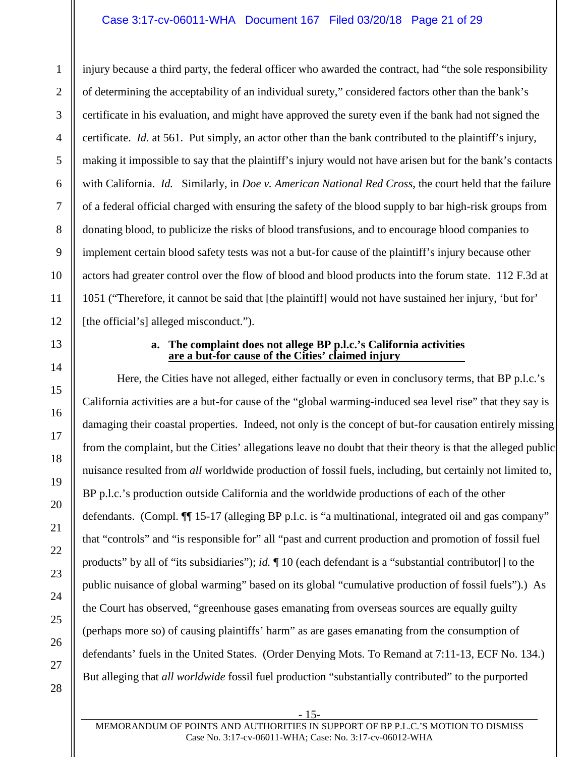injury because a third party, the federal officer who awarded the contract, had "the sole responsibility of determining the acceptability of an individual surety," considered factors other than the bank's certificate in his evaluation, and might have approved the surety even if the bank had not signed the certificate. *Id.* at 561. Put simply, an actor other than the bank contributed to the plaintiff's injury, making it impossible to say that the plaintiff's injury would not have arisen but for the bank's contacts with California. *Id.* Similarly, in *Doe v. American National Red Cross*, the court held that the failure of a federal official charged with ensuring the safety of the blood supply to bar high-risk groups from donating blood, to publicize the risks of blood transfusions, and to encourage blood companies to implement certain blood safety tests was not a but-for cause of the plaintiff's injury because other actors had greater control over the flow of blood and blood products into the forum state. 112 F.3d at 1051 ("Therefore, it cannot be said that [the plaintiff] would not have sustained her injury, 'but for' [the official's] alleged misconduct.").

**a. The complaint does not allege BP p.l.c.'s California activities are a but-for cause of the Cities' claimed injury**

Here, the Cities have not alleged, either factually or even in conclusory terms, that BP p.l.c.'s California activities are a but-for cause of the "global warming-induced sea level rise" that they say is damaging their coastal properties. Indeed, not only is the concept of but-for causation entirely missing from the complaint, but the Cities' allegations leave no doubt that their theory is that the alleged public nuisance resulted from *all* worldwide production of fossil fuels, including, but certainly not limited to, BP p.l.c.'s production outside California and the worldwide productions of each of the other defendants. (Compl. ¶¶ 15-17 (alleging BP p.l.c. is "a multinational, integrated oil and gas company" that "controls" and "is responsible for" all "past and current production and promotion of fossil fuel products" by all of "its subsidiaries"); *id.* ¶ 10 (each defendant is a "substantial contributor[] to the public nuisance of global warming" based on its global "cumulative production of fossil fuels").) As the Court has observed, "greenhouse gases emanating from overseas sources are equally guilty (perhaps more so) of causing plaintiffs' harm" as are gases emanating from the consumption of defendants' fuels in the United States. (Order Denying Mots. To Remand at 7:11-13, ECF No. 134.) But alleging that *all worldwide* fossil fuel production "substantially contributed" to the purported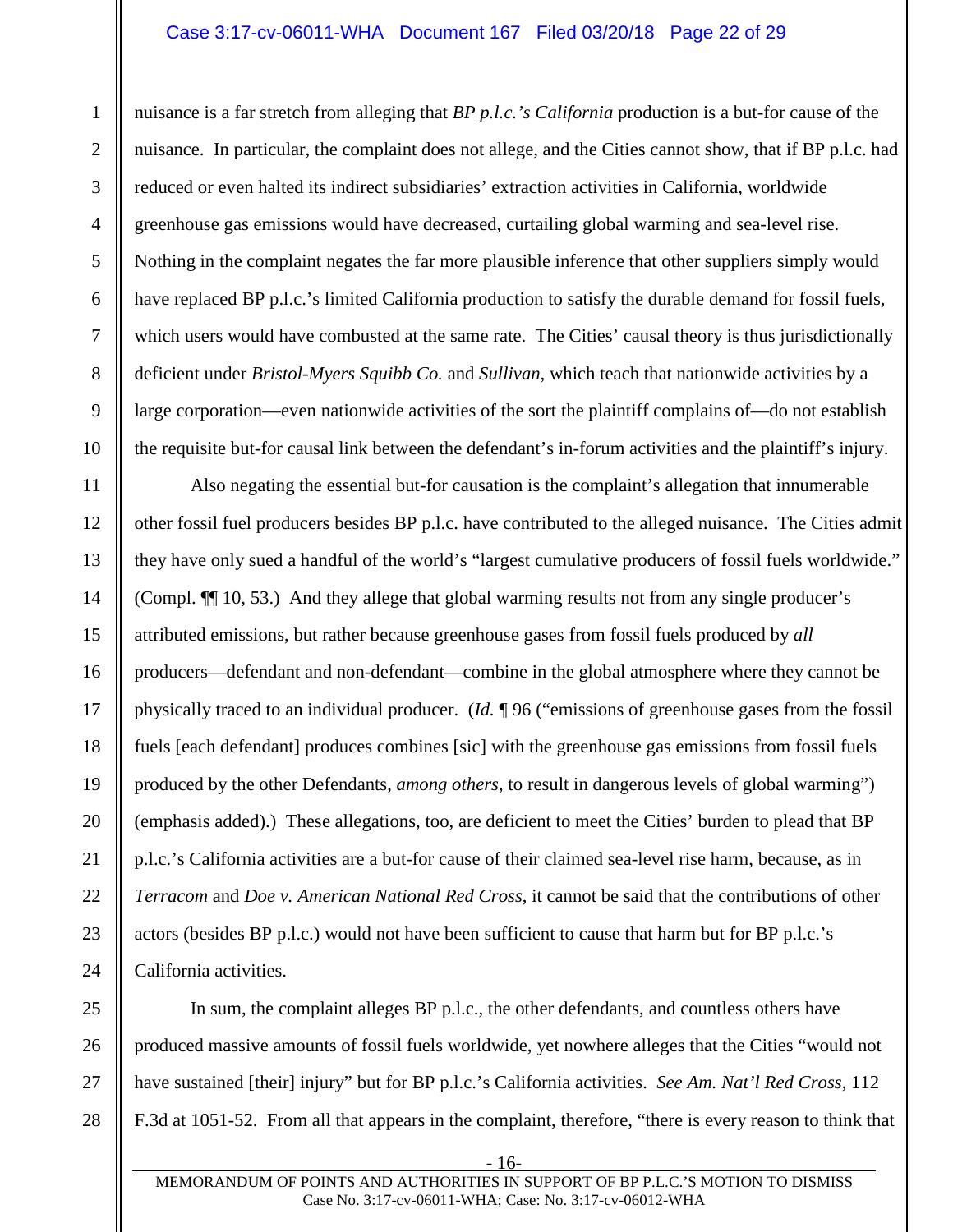nuisance is a far stretch from alleging that *BP p.l.c.'s California* production is a but-for cause of the nuisance. In particular, the complaint does not allege, and the Cities cannot show, that if BP p.l.c. had reduced or even halted its indirect subsidiaries' extraction activities in California, worldwide greenhouse gas emissions would have decreased, curtailing global warming and sea-level rise. Nothing in the complaint negates the far more plausible inference that other suppliers simply would have replaced BP p.l.c.'s limited California production to satisfy the durable demand for fossil fuels, which users would have combusted at the same rate. The Cities' causal theory is thus jurisdictionally deficient under *Bristol-Myers Squibb Co.* and *Sullivan*, which teach that nationwide activities by a large corporation—even nationwide activities of the sort the plaintiff complains of—do not establish the requisite but-for causal link between the defendant's in-forum activities and the plaintiff's injury.

Also negating the essential but-for causation is the complaint's allegation that innumerable other fossil fuel producers besides BP p.l.c. have contributed to the alleged nuisance. The Cities admit they have only sued a handful of the world's "largest cumulative producers of fossil fuels worldwide." (Compl. ¶¶ 10, 53.) And they allege that global warming results not from any single producer's attributed emissions, but rather because greenhouse gases from fossil fuels produced by *all* producers—defendant and non-defendant—combine in the global atmosphere where they cannot be physically traced to an individual producer. (*Id.* ¶ 96 ("emissions of greenhouse gases from the fossil fuels [each defendant] produces combines [sic] with the greenhouse gas emissions from fossil fuels produced by the other Defendants, *among others*, to result in dangerous levels of global warming") (emphasis added).) These allegations, too, are deficient to meet the Cities' burden to plead that BP p.l.c.'s California activities are a but-for cause of their claimed sea-level rise harm, because, as in *Terracom* and *Doe v. American National Red Cross*, it cannot be said that the contributions of other actors (besides BP p.l.c.) would not have been sufficient to cause that harm but for BP p.l.c.'s California activities.

In sum, the complaint alleges BP p.l.c., the other defendants, and countless others have produced massive amounts of fossil fuels worldwide, yet nowhere alleges that the Cities "would not have sustained [their] injury" but for BP p.l.c.'s California activities. *See Am. Nat'l Red Cross*, 112 F.3d at 1051-52. From all that appears in the complaint, therefore, "there is every reason to think that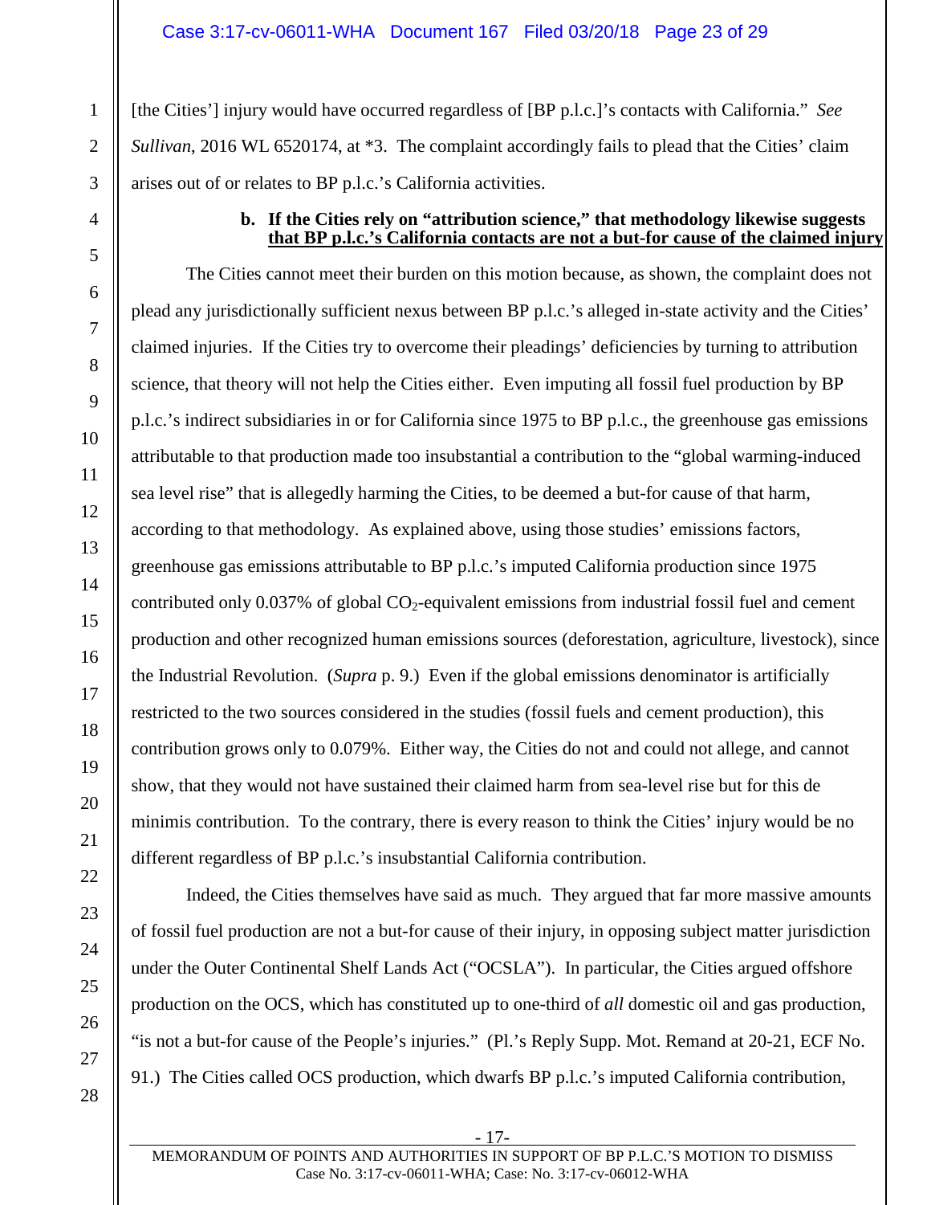[the Cities'] injury would have occurred regardless of [BP p.l.c.]'s contacts with California." *See Sullivan*, 2016 WL 6520174, at *3. The complaint accordingly fails to plead that the Cities' claim arises out of or relates to BP p.l.c.'s California activities.

**b. If the Cities rely on "attribution science," that methodology likewise suggests <u>that BP p.l.c.'s California contacts are not a but-for cause of the claimed injury</u>**

The Cities cannot meet their burden on this motion because, as shown, the complaint does not plead any jurisdictionally sufficient nexus between BP p.l.c.'s alleged in-state activity and the Cities' claimed injuries. If the Cities try to overcome their pleadings' deficiencies by turning to attribution science, that theory will not help the Cities either. Even imputing all fossil fuel production by BP p.l.c.'s indirect subsidiaries in or for California since 1975 to BP p.l.c., the greenhouse gas emissions attributable to that production made too insubstantial a contribution to the "global warming-induced sea level rise" that is allegedly harming the Cities, to be deemed a but-for cause of that harm, according to that methodology. As explained above, using those studies' emissions factors, greenhouse gas emissions attributable to BP p.l.c.'s imputed California production since 1975 contributed only 0.037% of global $CO_2$-equivalent emissions from industrial fossil fuel and cement production and other recognized human emissions sources (deforestation, agriculture, livestock), since the Industrial Revolution. (*Supra* p. 9.) Even if the global emissions denominator is artificially restricted to the two sources considered in the studies (fossil fuels and cement production), this contribution grows only to 0.079%. Either way, the Cities do not and could not allege, and cannot show, that they would not have sustained their claimed harm from sea-level rise but for this de minimis contribution. To the contrary, there is every reason to think the Cities' injury would be no different regardless of BP p.l.c.'s insubstantial California contribution.

Indeed, the Cities themselves have said as much. They argued that far more massive amounts of fossil fuel production are not a but-for cause of their injury, in opposing subject matter jurisdiction under the Outer Continental Shelf Lands Act ("OCSLA"). In particular, the Cities argued offshore production on the OCS, which has constituted up to one-third of *all* domestic oil and gas production, "is not a but-for cause of the People's injuries." (Pl.'s Reply Supp. Mot. Remand at 20-21, ECF No. 91.) The Cities called OCS production, which dwarfs BP p.l.c.'s imputed California contribution,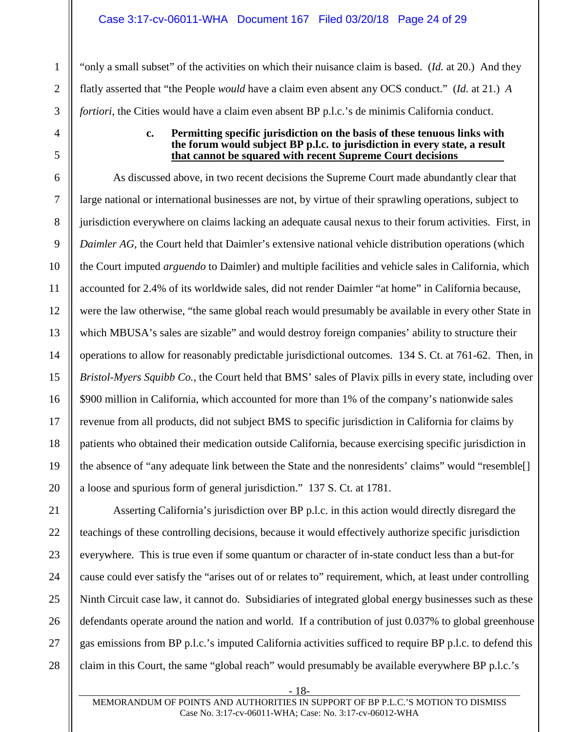"only a small subset" of the activities on which their nuisance claim is based. (*Id.* at 20.) And they flatly asserted that "the People *would* have a claim even absent any OCS conduct." (*Id.* at 21.) *A fortiori*, the Cities would have a claim even absent BP p.l.c.'s de minimis California conduct.

#### c. Permitting specific jurisdiction on the basis of these tenuous links with the forum would subject BP p.l.c. to jurisdiction in every state, a result that cannot be squared with recent Supreme Court decisions

As discussed above, in two recent decisions the Supreme Court made abundantly clear that large national or international businesses are not, by virtue of their sprawling operations, subject to jurisdiction everywhere on claims lacking an adequate causal nexus to their forum activities. First, in *Daimler AG*, the Court held that Daimler's extensive national vehicle distribution operations (which the Court imputed *arguendo* to Daimler) and multiple facilities and vehicle sales in California, which accounted for 2.4% of its worldwide sales, did not render Daimler "at home" in California because, were the law otherwise, "the same global reach would presumably be available in every other State in which MBUSA's sales are sizable" and would destroy foreign companies' ability to structure their operations to allow for reasonably predictable jurisdictional outcomes. 134 S. Ct. at 761-62. Then, in *Bristol-Myers Squibb Co.*, the Court held that BMS' sales of Plavix pills in every state, including over $900 million in California, which accounted for more than 1% of the company's nationwide sales revenue from all products, did not subject BMS to specific jurisdiction in California for claims by patients who obtained their medication outside California, because exercising specific jurisdiction in the absence of "any adequate link between the State and the nonresidents' claims" would "resemble[] a loose and spurious form of general jurisdiction." 137 S. Ct. at 1781.

Asserting California's jurisdiction over BP p.l.c. in this action would directly disregard the teachings of these controlling decisions, because it would effectively authorize specific jurisdiction everywhere. This is true even if some quantum or character of in-state conduct less than a but-for cause could ever satisfy the "arises out of or relates to" requirement, which, at least under controlling Ninth Circuit case law, it cannot do. Subsidiaries of integrated global energy businesses such as these defendants operate around the nation and world. If a contribution of just 0.037% to global greenhouse gas emissions from BP p.l.c.'s imputed California activities sufficed to require BP p.l.c. to defend this claim in this Court, the same "global reach" would presumably be available everywhere BP p.l.c.'s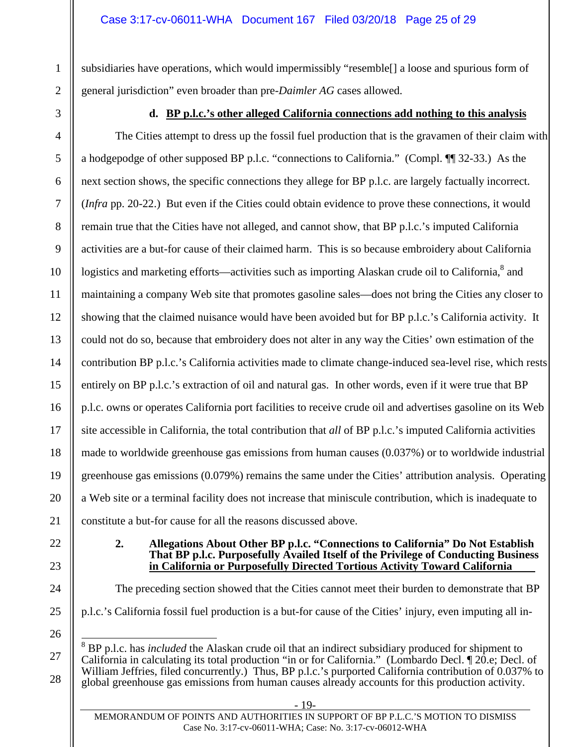subsidiaries have operations, which would impermissibly "resemble[] a loose and spurious form of general jurisdiction" even broader than pre-*Daimler AG* cases allowed.

**d. BP p.l.c.'s other alleged California connections add nothing to this analysis**

The Cities attempt to dress up the fossil fuel production that is the gravamen of their claim with a hodgepodge of other supposed BP p.l.c. "connections to California." (Compl. ¶¶ 32-33.) As the next section shows, the specific connections they allege for BP p.l.c. are largely factually incorrect. (*Infra* pp. 20-22.) But even if the Cities could obtain evidence to prove these connections, it would remain true that the Cities have not alleged, and cannot show, that BP p.l.c.'s imputed California activities are a but-for cause of their claimed harm. This is so because embroidery about California logistics and marketing efforts—activities such as importing Alaskan crude oil to California,[8] and maintaining a company Web site that promotes gasoline sales—does not bring the Cities any closer to showing that the claimed nuisance would have been avoided but for BP p.l.c.'s California activity. It could not do so, because that embroidery does not alter in any way the Cities' own estimation of the contribution BP p.l.c.'s California activities made to climate change-induced sea-level rise, which rests entirely on BP p.l.c.'s extraction of oil and natural gas. In other words, even if it were true that BP p.l.c. owns or operates California port facilities to receive crude oil and advertises gasoline on its Web site accessible in California, the total contribution that *all* of BP p.l.c.'s imputed California activities made to worldwide greenhouse gas emissions from human causes (0.037%) or to worldwide industrial greenhouse gas emissions (0.079%) remains the same under the Cities' attribution analysis. Operating a Web site or a terminal facility does not increase that miniscule contribution, which is inadequate to constitute a but-for cause for all the reasons discussed above.

**2. Allegations About Other BP p.l.c. "Connections to California" Do Not Establish That BP p.l.c. Purposefully Availed Itself of the Privilege of Conducting Business in California or Purposefully Directed Tortious Activity Toward California**

The preceding section showed that the Cities cannot meet their burden to demonstrate that BP p.l.c.'s California fossil fuel production is a but-for cause of the Cities' injury, even imputing all in-

---

[8] BP p.l.c. has *included* the Alaskan crude oil that an indirect subsidiary produced for shipment to California in calculating its total production "in or for California." (Lombardo Decl. ¶ 20.e; Decl. of William Jeffries, filed concurrently.) Thus, BP p.l.c.'s purported California contribution of 0.037% to global greenhouse gas emissions from human causes already accounts for this production activity.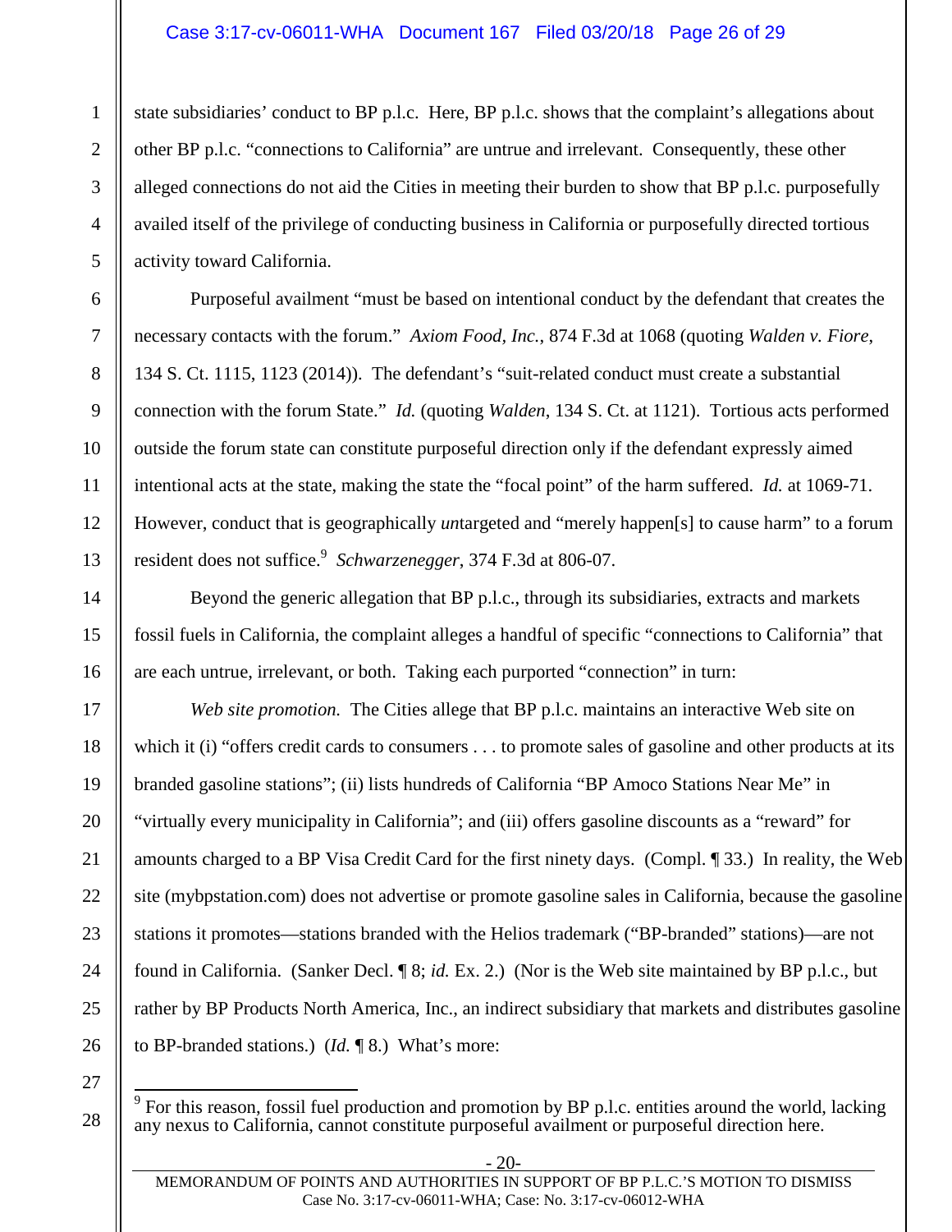state subsidiaries' conduct to BP p.l.c. Here, BP p.l.c. shows that the complaint's allegations about other BP p.l.c. "connections to California" are untrue and irrelevant. Consequently, these other alleged connections do not aid the Cities in meeting their burden to show that BP p.l.c. purposefully availed itself of the privilege of conducting business in California or purposefully directed tortious activity toward California.

Purposeful availment "must be based on intentional conduct by the defendant that creates the necessary contacts with the forum." *Axiom Food, Inc.*, 874 F.3d at 1068 (quoting *Walden v. Fiore*, 134 S. Ct. 1115, 1123 (2014)). The defendant's "suit-related conduct must create a substantial connection with the forum State." *Id.* (quoting *Walden*, 134 S. Ct. at 1121). Tortious acts performed outside the forum state can constitute purposeful direction only if the defendant expressly aimed intentional acts at the state, making the state the "focal point" of the harm suffered. *Id.* at 1069-71. However, conduct that is geographically *un*targeted and "merely happen[s] to cause harm" to a forum resident does not suffice.[9] *Schwarzenegger*, 374 F.3d at 806-07.

Beyond the generic allegation that BP p.l.c., through its subsidiaries, extracts and markets fossil fuels in California, the complaint alleges a handful of specific "connections to California" that are each untrue, irrelevant, or both. Taking each purported "connection" in turn:

*Web site promotion.* The Cities allege that BP p.l.c. maintains an interactive Web site on which it (i) "offers credit cards to consumers . . . to promote sales of gasoline and other products at its branded gasoline stations"; (ii) lists hundreds of California "BP Amoco Stations Near Me" in "virtually every municipality in California"; and (iii) offers gasoline discounts as a "reward" for amounts charged to a BP Visa Credit Card for the first ninety days. (Compl. ¶ 33.) In reality, the Web site (mybpstation.com) does not advertise or promote gasoline sales in California, because the gasoline stations it promotes—stations branded with the Helios trademark ("BP-branded" stations)—are not found in California. (Sanker Decl. ¶ 8; *id.* Ex. 2.) (Nor is the Web site maintained by BP p.l.c., but rather by BP Products North America, Inc., an indirect subsidiary that markets and distributes gasoline to BP-branded stations.) (*Id.* ¶ 8.) What's more:

---

[9] For this reason, fossil fuel production and promotion by BP p.l.c. entities around the world, lacking any nexus to California, cannot constitute purposeful availment or purposeful direction here.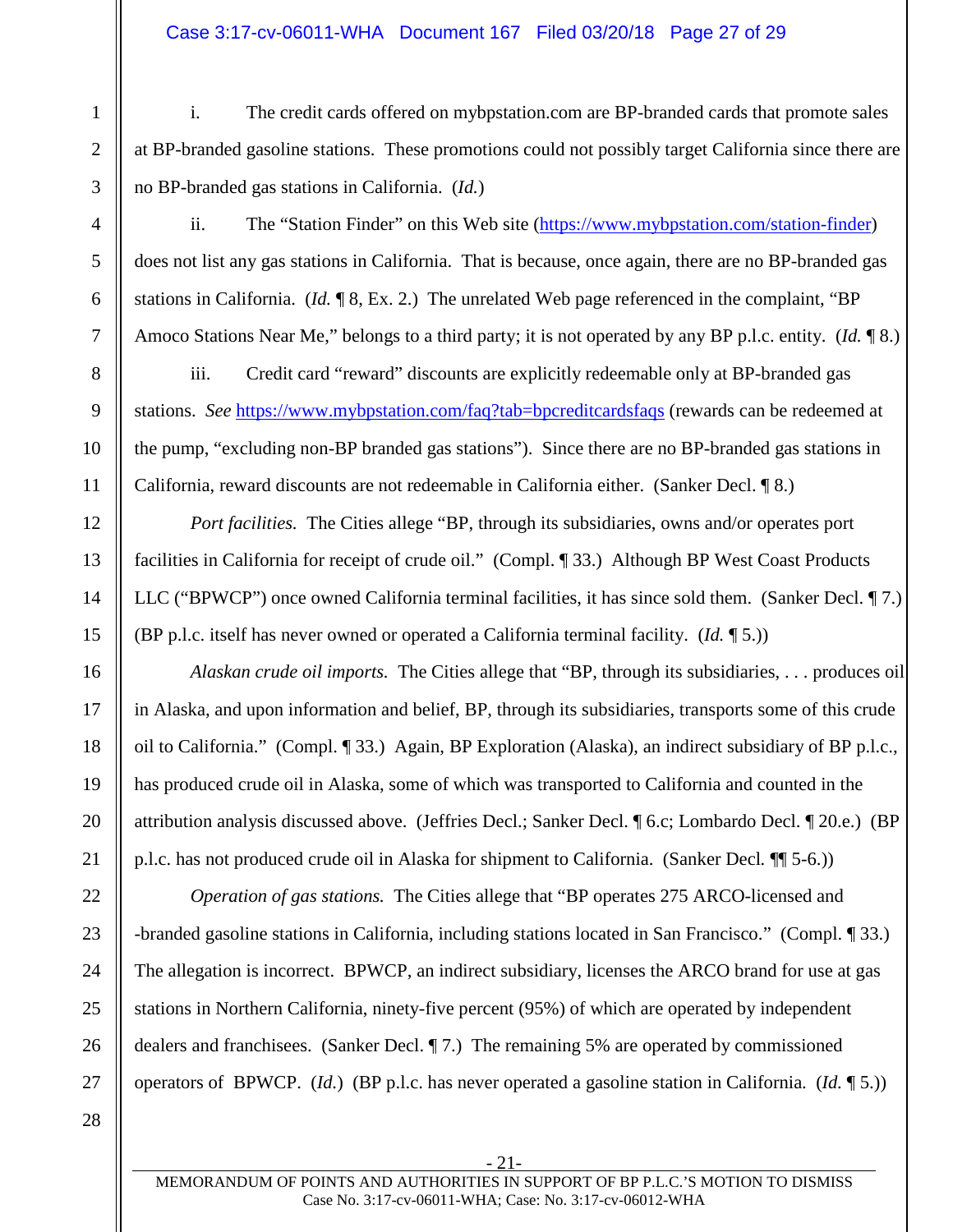i. The credit cards offered on mybpstation.com are BP-branded cards that promote sales at BP-branded gasoline stations. These promotions could not possibly target California since there are no BP-branded gas stations in California. (*Id.*)

ii. The "Station Finder" on this Web site (https://www.mybpstation.com/station-finder) does not list any gas stations in California. That is because, once again, there are no BP-branded gas stations in California. (*Id.* ¶ 8, Ex. 2.) The unrelated Web page referenced in the complaint, "BP Amoco Stations Near Me," belongs to a third party; it is not operated by any BP p.l.c. entity. (*Id.* ¶ 8.)

iii. Credit card "reward" discounts are explicitly redeemable only at BP-branded gas stations. *See* https://www.mybpstation.com/faq?tab=bpcreditcardsfaqs (rewards can be redeemed at the pump, "excluding non-BP branded gas stations"). Since there are no BP-branded gas stations in California, reward discounts are not redeemable in California either. (Sanker Decl. ¶ 8.)

*Port facilities.* The Cities allege "BP, through its subsidiaries, owns and/or operates port facilities in California for receipt of crude oil." (Compl. ¶ 33.) Although BP West Coast Products LLC ("BPWCP") once owned California terminal facilities, it has since sold them. (Sanker Decl. ¶ 7.) (BP p.l.c. itself has never owned or operated a California terminal facility. (*Id.* ¶ 5.))

*Alaskan crude oil imports.* The Cities allege that "BP, through its subsidiaries, . . . produces oil in Alaska, and upon information and belief, BP, through its subsidiaries, transports some of this crude oil to California." (Compl. ¶ 33.) Again, BP Exploration (Alaska), an indirect subsidiary of BP p.l.c., has produced crude oil in Alaska, some of which was transported to California and counted in the attribution analysis discussed above. (Jeffries Decl.; Sanker Decl. ¶ 6.c; Lombardo Decl. ¶ 20.e.) (BP p.l.c. has not produced crude oil in Alaska for shipment to California. (Sanker Decl. ¶¶ 5-6.))

*Operation of gas stations.* The Cities allege that "BP operates 275 ARCO-licensed and -branded gasoline stations in California, including stations located in San Francisco." (Compl. ¶ 33.) The allegation is incorrect. BPWCP, an indirect subsidiary, licenses the ARCO brand for use at gas stations in Northern California, ninety-five percent (95%) of which are operated by independent dealers and franchisees. (Sanker Decl. ¶ 7.) The remaining 5% are operated by commissioned operators of BPWCP. (*Id.*) (BP p.l.c. has never operated a gasoline station in California. (*Id.* ¶ 5.))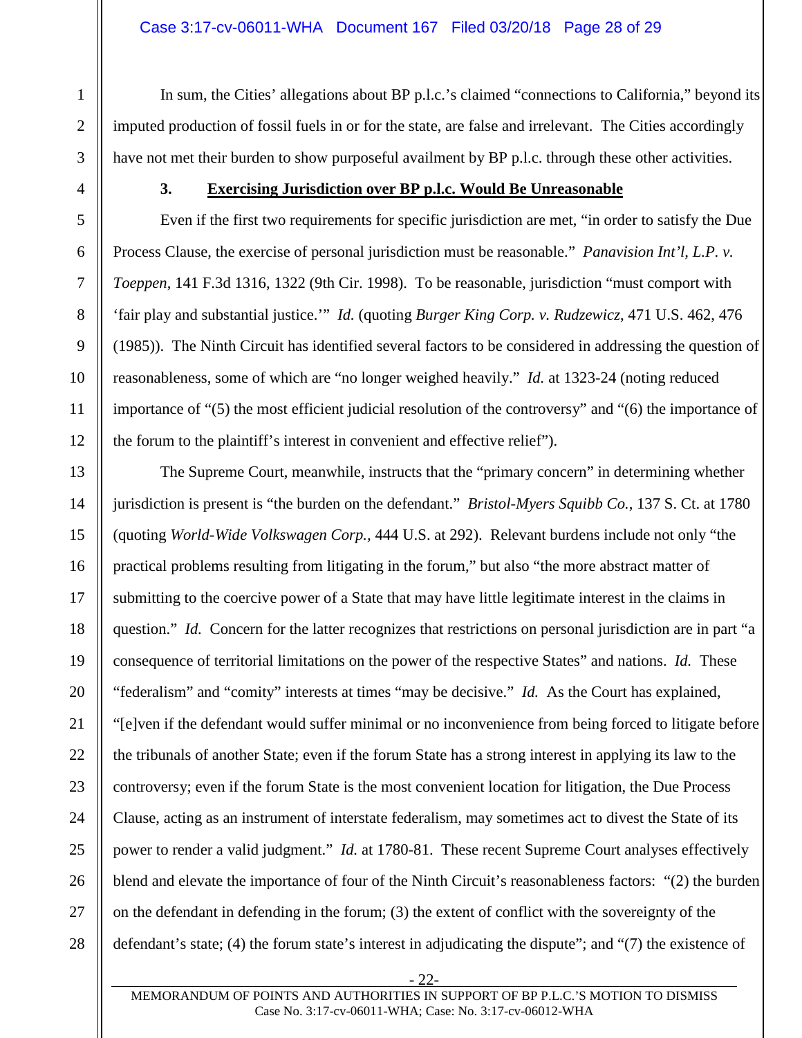In sum, the Cities' allegations about BP p.l.c.'s claimed "connections to California," beyond its imputed production of fossil fuels in or for the state, are false and irrelevant. The Cities accordingly have not met their burden to show purposeful availment by BP p.l.c. through these other activities.

### 3. **Exercising Jurisdiction over BP p.l.c. Would Be Unreasonable**

Even if the first two requirements for specific jurisdiction are met, "in order to satisfy the Due Process Clause, the exercise of personal jurisdiction must be reasonable." *Panavision Int'l, L.P. v. Toeppen*, 141 F.3d 1316, 1322 (9th Cir. 1998). To be reasonable, jurisdiction "must comport with 'fair play and substantial justice.'" *Id.* (quoting *Burger King Corp. v. Rudzewicz*, 471 U.S. 462, 476 (1985)). The Ninth Circuit has identified several factors to be considered in addressing the question of reasonableness, some of which are "no longer weighed heavily." *Id.* at 1323-24 (noting reduced importance of "(5) the most efficient judicial resolution of the controversy" and "(6) the importance of the forum to the plaintiff's interest in convenient and effective relief").

The Supreme Court, meanwhile, instructs that the "primary concern" in determining whether jurisdiction is present is "the burden on the defendant." *Bristol-Myers Squibb Co.*, 137 S. Ct. at 1780 (quoting *World-Wide Volkswagen Corp.*, 444 U.S. at 292). Relevant burdens include not only "the practical problems resulting from litigating in the forum," but also "the more abstract matter of submitting to the coercive power of a State that may have little legitimate interest in the claims in question." *Id.* Concern for the latter recognizes that restrictions on personal jurisdiction are in part "a consequence of territorial limitations on the power of the respective States" and nations. *Id.* These "federalism" and "comity" interests at times "may be decisive." *Id.* As the Court has explained, "[e]ven if the defendant would suffer minimal or no inconvenience from being forced to litigate before the tribunals of another State; even if the forum State has a strong interest in applying its law to the controversy; even if the forum State is the most convenient location for litigation, the Due Process Clause, acting as an instrument of interstate federalism, may sometimes act to divest the State of its power to render a valid judgment." *Id.* at 1780-81. These recent Supreme Court analyses effectively blend and elevate the importance of four of the Ninth Circuit's reasonableness factors: "(2) the burden on the defendant in defending in the forum; (3) the extent of conflict with the sovereignty of the defendant's state; (4) the forum state's interest in adjudicating the dispute"; and "(7) the existence of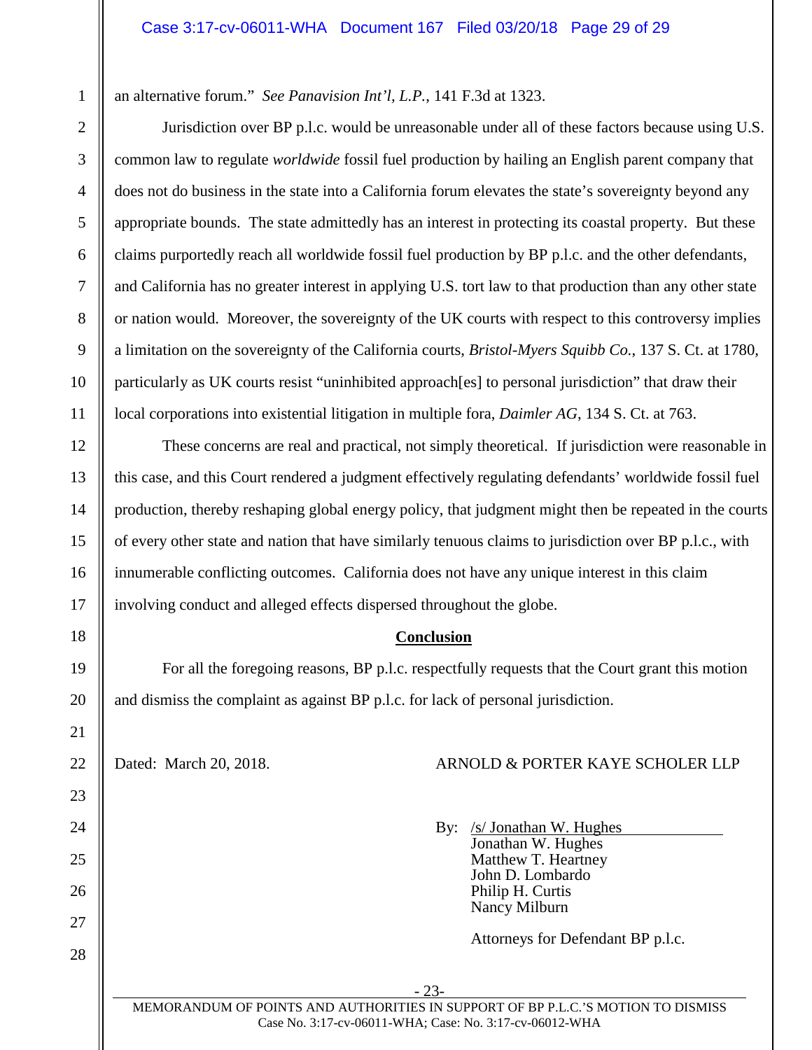an alternative forum." *See Panavision Int'l, L.P.*, 141 F.3d at 1323.

Jurisdiction over BP p.l.c. would be unreasonable under all of these factors because using U.S. common law to regulate *worldwide* fossil fuel production by hailing an English parent company that does not do business in the state into a California forum elevates the state's sovereignty beyond any appropriate bounds. The state admittedly has an interest in protecting its coastal property. But these claims purportedly reach all worldwide fossil fuel production by BP p.l.c. and the other defendants, and California has no greater interest in applying U.S. tort law to that production than any other state or nation would. Moreover, the sovereignty of the UK courts with respect to this controversy implies a limitation on the sovereignty of the California courts, *Bristol-Myers Squibb Co.*, 137 S. Ct. at 1780, particularly as UK courts resist "uninhibited approach[es] to personal jurisdiction" that draw their local corporations into existential litigation in multiple fora, *Daimler AG*, 134 S. Ct. at 763.

These concerns are real and practical, not simply theoretical. If jurisdiction were reasonable in this case, and this Court rendered a judgment effectively regulating defendants' worldwide fossil fuel production, thereby reshaping global energy policy, that judgment might then be repeated in the courts of every other state and nation that have similarly tenuous claims to jurisdiction over BP p.l.c., with innumerable conflicting outcomes. California does not have any unique interest in this claim involving conduct and alleged effects dispersed throughout the globe.

## Conclusion

For all the foregoing reasons, BP p.l.c. respectfully requests that the Court grant this motion and dismiss the complaint as against BP p.l.c. for lack of personal jurisdiction.

Dated: March 20, 2018.

ARNOLD & PORTER KAYE SCHOLER LLP

By: /s/ Jonathan W. Hughes
Jonathan W. Hughes
Matthew T. Heartney
John D. Lombardo
Philip H. Curtis
Nancy Milburn

Attorneys for Defendant BP p.l.c.

MEMORANDUM OF POINTS AND AUTHORITIES IN SUPPORT OF BP P.L.C.'S MOTION TO DISMISS
Case No. 3:17-cv-06011-WHA; Case: No. 3:17-cv-06012-WHA